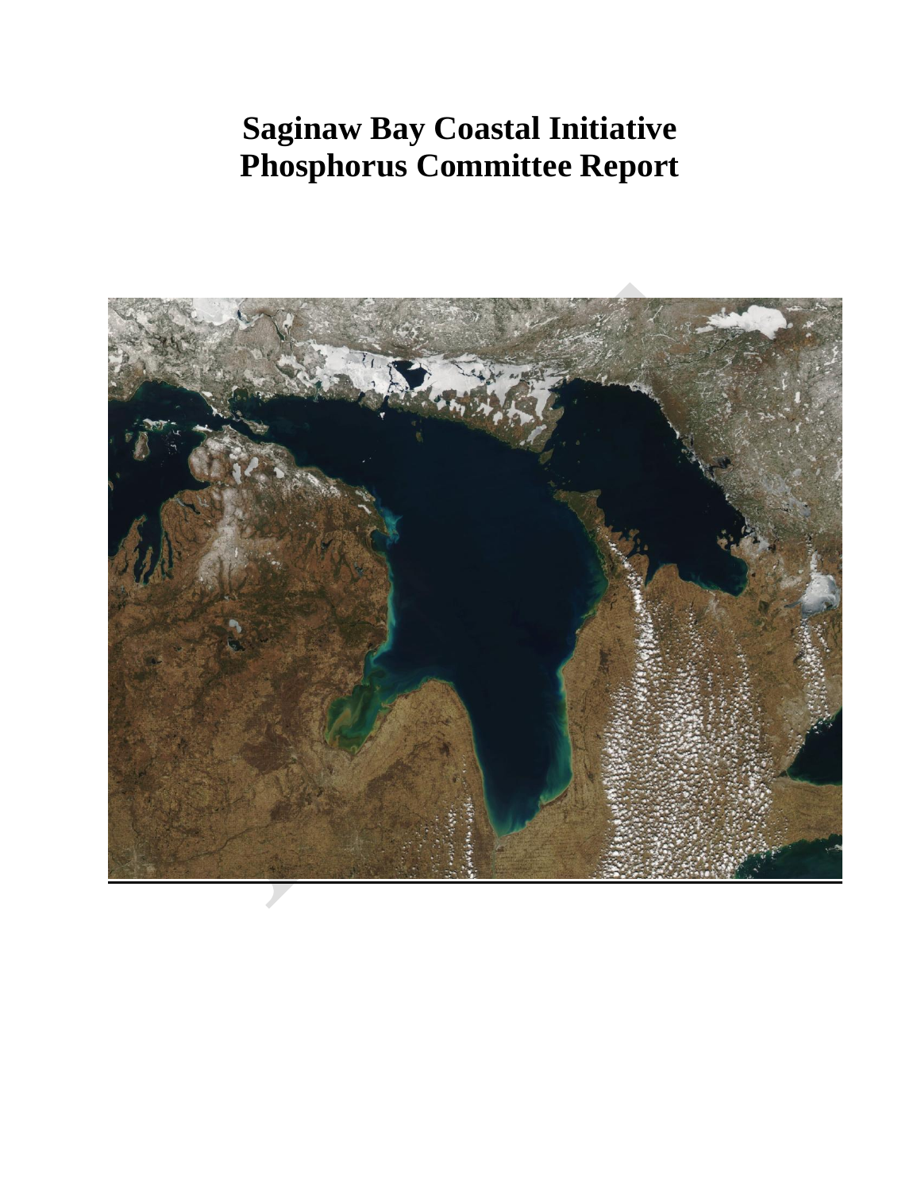# Saginaw Bay Coastal Initiative
# Phosphorus Committee Report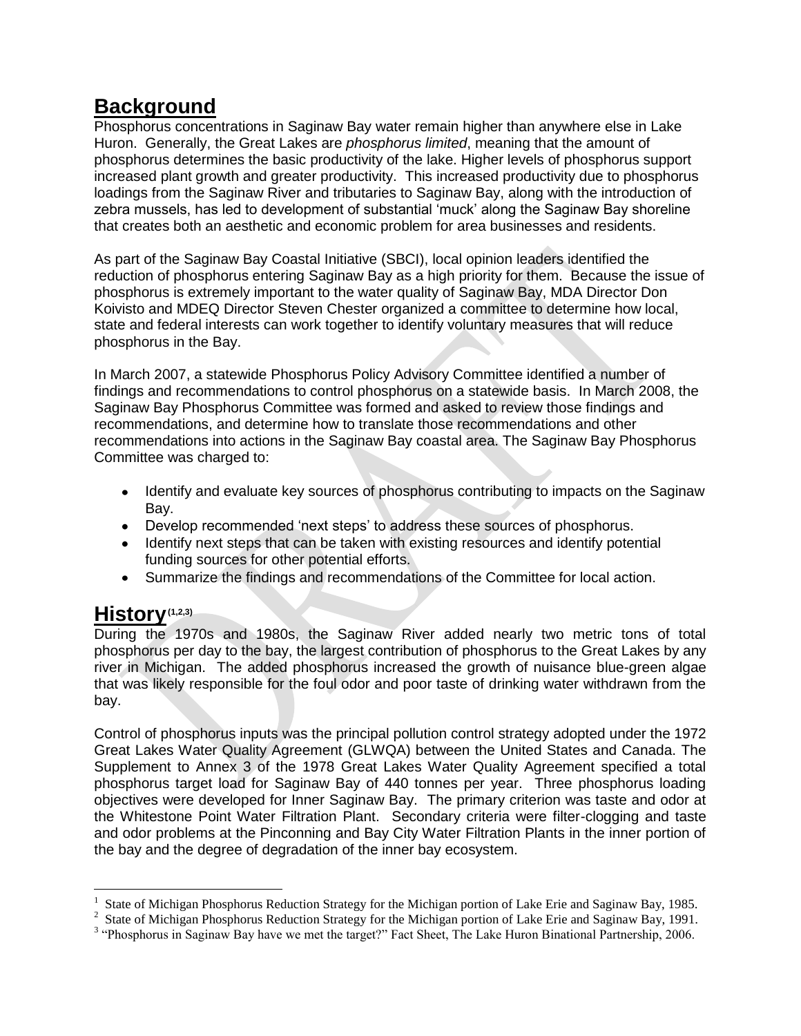## Background

Phosphorus concentrations in Saginaw Bay water remain higher than anywhere else in Lake Huron. Generally, the Great Lakes are *phosphorus limited*, meaning that the amount of phosphorus determines the basic productivity of the lake. Higher levels of phosphorus support increased plant growth and greater productivity. This increased productivity due to phosphorus loadings from the Saginaw River and tributaries to Saginaw Bay, along with the introduction of zebra mussels, has led to development of substantial 'muck' along the Saginaw Bay shoreline that creates both an aesthetic and economic problem for area businesses and residents.

As part of the Saginaw Bay Coastal Initiative (SBCI), local opinion leaders identified the reduction of phosphorus entering Saginaw Bay as a high priority for them. Because the issue of phosphorus is extremely important to the water quality of Saginaw Bay, MDA Director Don Koivisto and MDEQ Director Steven Chester organized a committee to determine how local, state and federal interests can work together to identify voluntary measures that will reduce phosphorus in the Bay.

In March 2007, a statewide Phosphorus Policy Advisory Committee identified a number of findings and recommendations to control phosphorus on a statewide basis. In March 2008, the Saginaw Bay Phosphorus Committee was formed and asked to review those findings and recommendations, and determine how to translate those recommendations and other recommendations into actions in the Saginaw Bay coastal area. The Saginaw Bay Phosphorus Committee was charged to:

- Identify and evaluate key sources of phosphorus contributing to impacts on the Saginaw Bay.
- Develop recommended 'next steps' to address these sources of phosphorus.
- Identify next steps that can be taken with existing resources and identify potential funding sources for other potential efforts.
- Summarize the findings and recommendations of the Committee for local action.

## History[1,2,3]

During the 1970s and 1980s, the Saginaw River added nearly two metric tons of total phosphorus per day to the bay, the largest contribution of phosphorus to the Great Lakes by any river in Michigan. The added phosphorus increased the growth of nuisance blue-green algae that was likely responsible for the foul odor and poor taste of drinking water withdrawn from the bay.

Control of phosphorus inputs was the principal pollution control strategy adopted under the 1972 Great Lakes Water Quality Agreement (GLWQA) between the United States and Canada. The Supplement to Annex 3 of the 1978 Great Lakes Water Quality Agreement specified a total phosphorus target load for Saginaw Bay of 440 tonnes per year. Three phosphorus loading objectives were developed for Inner Saginaw Bay. The primary criterion was taste and odor at the Whitestone Point Water Filtration Plant. Secondary criteria were filter-clogging and taste and odor problems at the Pinconning and Bay City Water Filtration Plants in the inner portion of the bay and the degree of degradation of the inner bay ecosystem.

---

[1] State of Michigan Phosphorus Reduction Strategy for the Michigan portion of Lake Erie and Saginaw Bay, 1985.
[2] State of Michigan Phosphorus Reduction Strategy for the Michigan portion of Lake Erie and Saginaw Bay, 1991.
[3] "Phosphorus in Saginaw Bay have we met the target?" Fact Sheet, The Lake Huron Binational Partnership, 2006.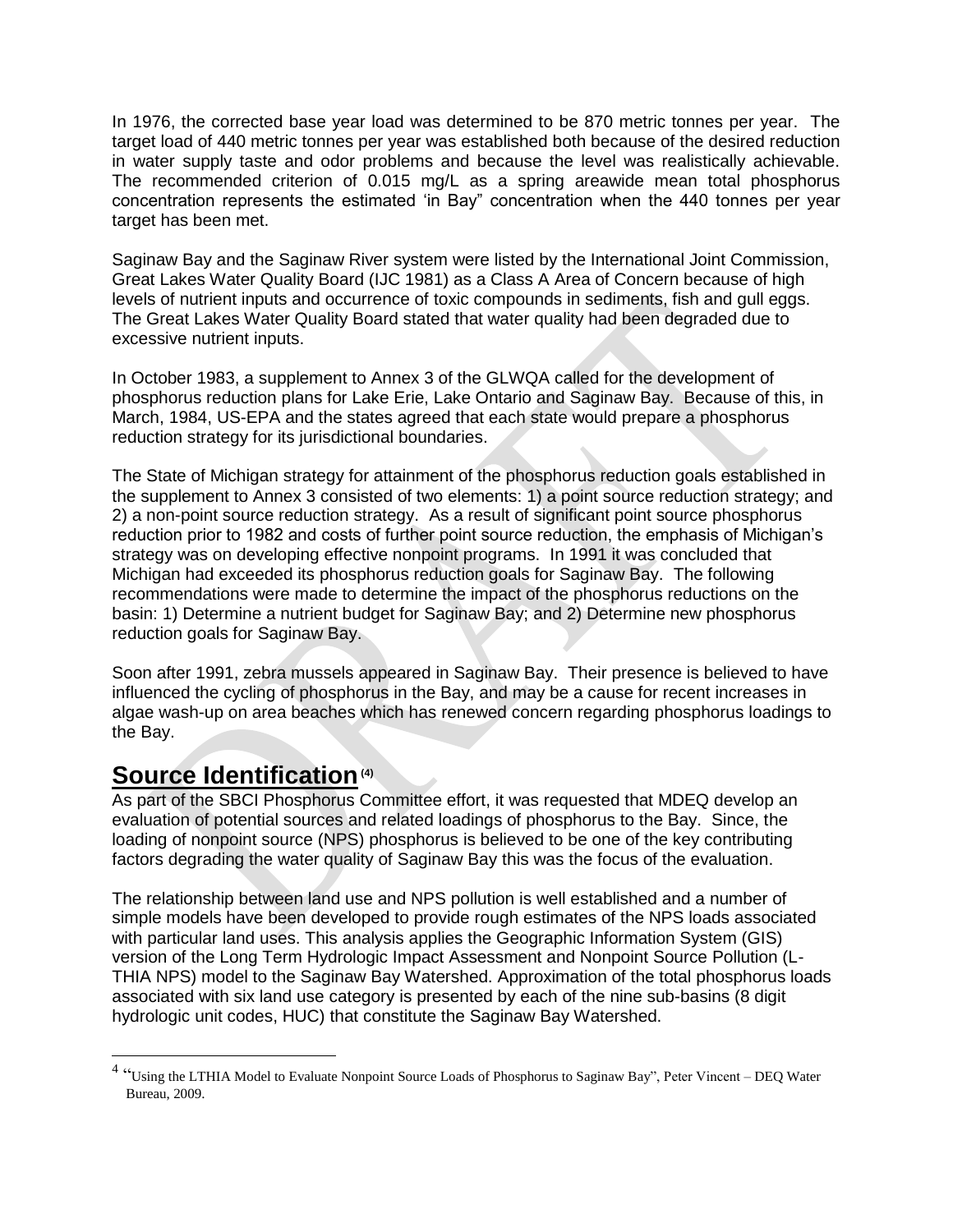In 1976, the corrected base year load was determined to be 870 metric tonnes per year. The target load of 440 metric tonnes per year was established both because of the desired reduction in water supply taste and odor problems and because the level was realistically achievable. The recommended criterion of 0.015 mg/L as a spring areawide mean total phosphorus concentration represents the estimated 'in Bay" concentration when the 440 tonnes per year target has been met.

Saginaw Bay and the Saginaw River system were listed by the International Joint Commission, Great Lakes Water Quality Board (IJC 1981) as a Class A Area of Concern because of high levels of nutrient inputs and occurrence of toxic compounds in sediments, fish and gull eggs. The Great Lakes Water Quality Board stated that water quality had been degraded due to excessive nutrient inputs.

In October 1983, a supplement to Annex 3 of the GLWQA called for the development of phosphorus reduction plans for Lake Erie, Lake Ontario and Saginaw Bay. Because of this, in March, 1984, US-EPA and the states agreed that each state would prepare a phosphorus reduction strategy for its jurisdictional boundaries.

The State of Michigan strategy for attainment of the phosphorus reduction goals established in the supplement to Annex 3 consisted of two elements: 1) a point source reduction strategy; and 2) a non-point source reduction strategy. As a result of significant point source phosphorus reduction prior to 1982 and costs of further point source reduction, the emphasis of Michigan's strategy was on developing effective nonpoint programs. In 1991 it was concluded that Michigan had exceeded its phosphorus reduction goals for Saginaw Bay. The following recommendations were made to determine the impact of the phosphorus reductions on the basin: 1) Determine a nutrient budget for Saginaw Bay; and 2) Determine new phosphorus reduction goals for Saginaw Bay.

Soon after 1991, zebra mussels appeared in Saginaw Bay. Their presence is believed to have influenced the cycling of phosphorus in the Bay, and may be a cause for recent increases in algae wash-up on area beaches which has renewed concern regarding phosphorus loadings to the Bay.

## Source Identification [4]

As part of the SBCI Phosphorus Committee effort, it was requested that MDEQ develop an evaluation of potential sources and related loadings of phosphorus to the Bay. Since, the loading of nonpoint source (NPS) phosphorus is believed to be one of the key contributing factors degrading the water quality of Saginaw Bay this was the focus of the evaluation.

The relationship between land use and NPS pollution is well established and a number of simple models have been developed to provide rough estimates of the NPS loads associated with particular land uses. This analysis applies the Geographic Information System (GIS) version of the Long Term Hydrologic Impact Assessment and Nonpoint Source Pollution (L-THIA NPS) model to the Saginaw Bay Watershed. Approximation of the total phosphorus loads associated with six land use category is presented by each of the nine sub-basins (8 digit hydrologic unit codes, HUC) that constitute the Saginaw Bay Watershed.

---

[4] "Using the LTHIA Model to Evaluate Nonpoint Source Loads of Phosphorus to Saginaw Bay", Peter Vincent – DEQ Water Bureau, 2009.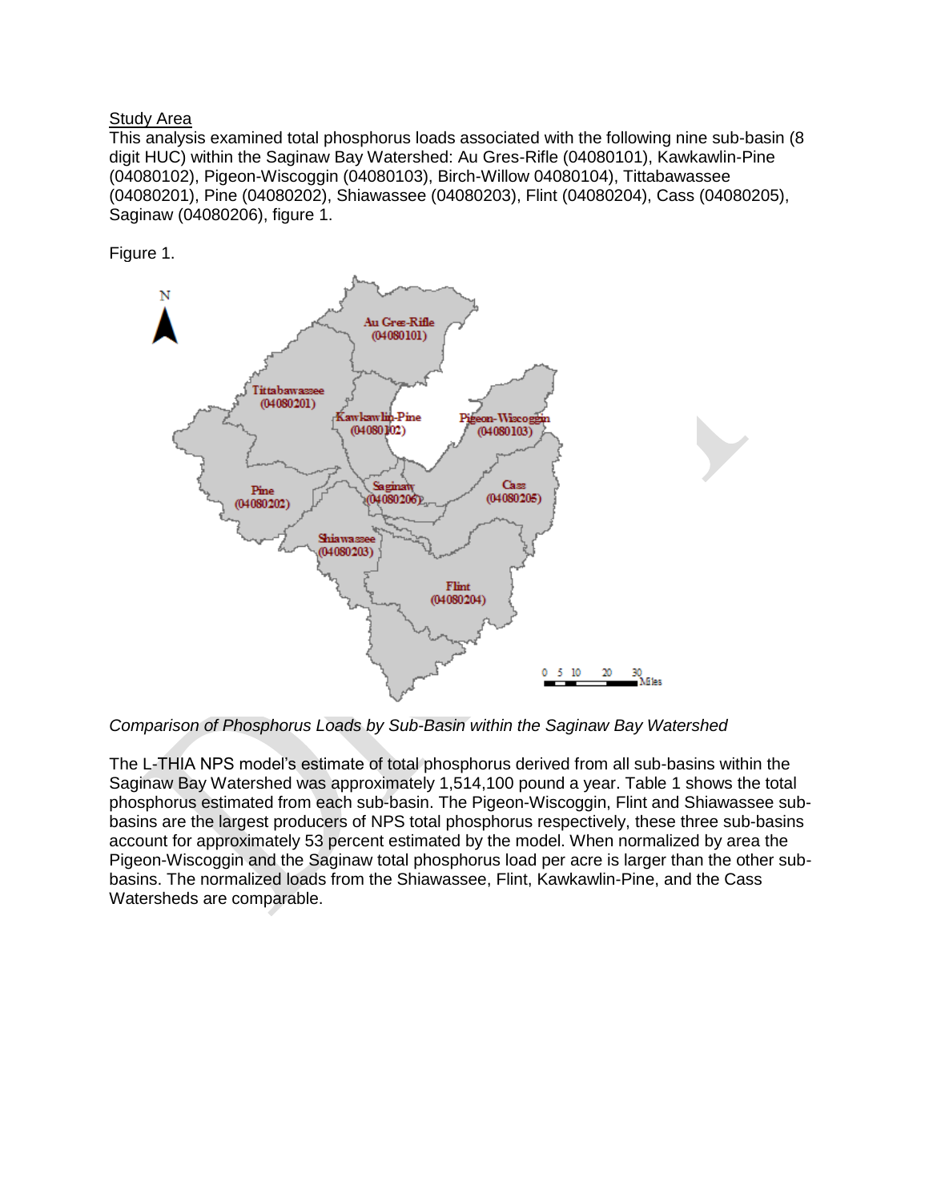Study Area

This analysis examined total phosphorus loads associated with the following nine sub-basin (8 digit HUC) within the Saginaw Bay Watershed: Au Gres-Rifle (04080101), Kawkawlin-Pine (04080102), Pigeon-Wiscoggin (04080103), Birch-Willow 04080104), Tittabawassee (04080201), Pine (04080202), Shiawassee (04080203), Flint (04080204), Cass (04080205), Saginaw (04080206), figure 1.

Figure 1.

*Comparison of Phosphorus Loads by Sub-Basin within the Saginaw Bay Watershed*

The L-THIA NPS model's estimate of total phosphorus derived from all sub-basins within the Saginaw Bay Watershed was approximately 1,514,100 pound a year. Table 1 shows the total phosphorus estimated from each sub-basin. The Pigeon-Wiscoggin, Flint and Shiawassee sub-basins are the largest producers of NPS total phosphorus respectively, these three sub-basins account for approximately 53 percent estimated by the model. When normalized by area the Pigeon-Wiscoggin and the Saginaw total phosphorus load per acre is larger than the other sub-basins. The normalized loads from the Shiawassee, Flint, Kawkawlin-Pine, and the Cass Watersheds are comparable.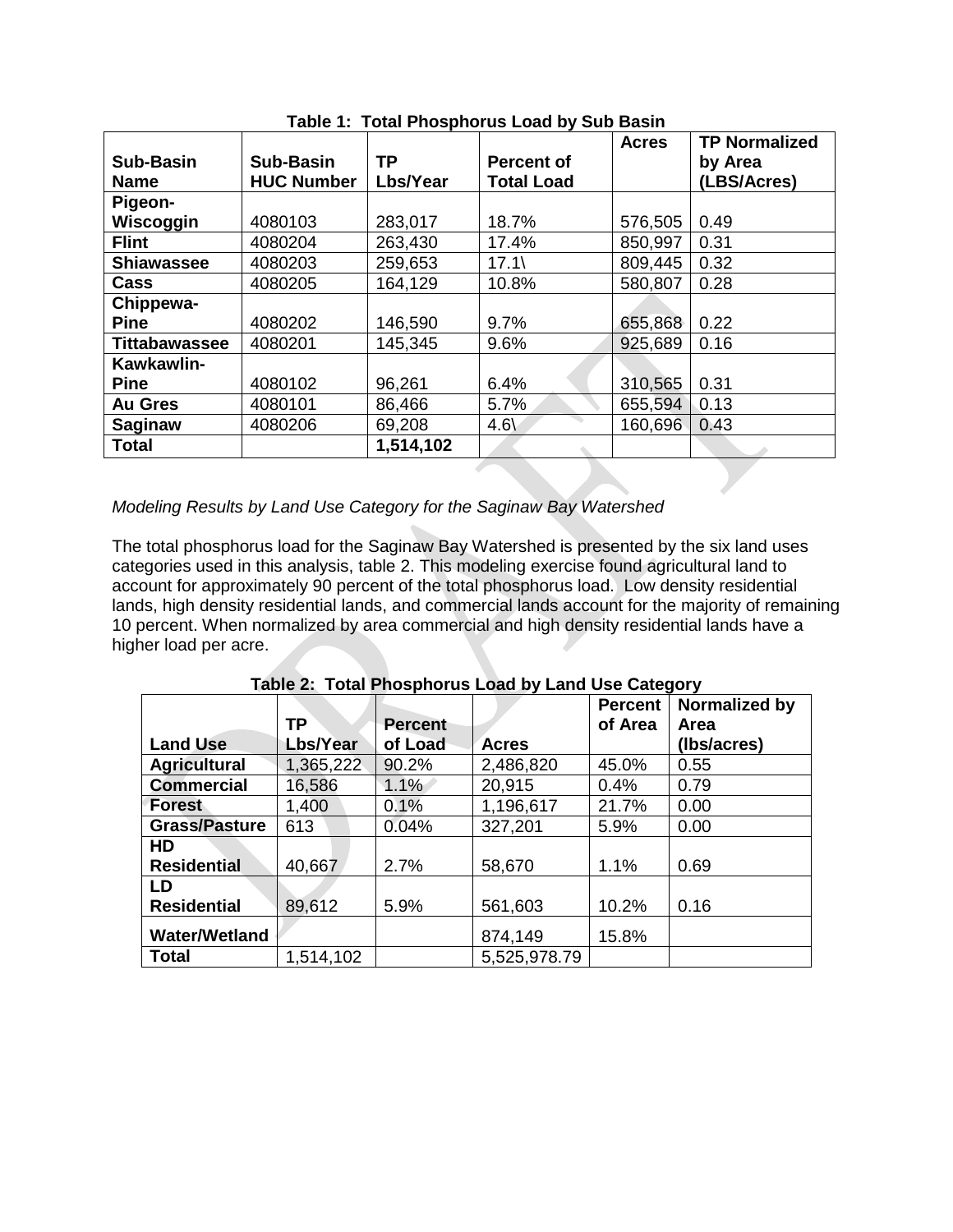**Table 1: Total Phosphorus Load by Sub Basin**

| Sub-Basin Name | Sub-Basin HUC Number | TP Lbs/Year | Percent of Total Load | Acres | TP Normalized by Area (LBS/Acres) |
|---|---|---|---|---|---|
| **Pigeon-Wiscoggin** | 4080103 | 283,017 | 18.7% | 576,505 | 0.49 |
| **Flint** | 4080204 | 263,430 | 17.4% | 850,997 | 0.31 |
| **Shiawassee** | 4080203 | 259,653 | 17.1\ | 809,445 | 0.32 |
| **Cass** | 4080205 | 164,129 | 10.8% | 580,807 | 0.28 |
| **Chippewa-Pine** | 4080202 | 146,590 | 9.7% | 655,868 | 0.22 |
| **Tittabawassee** | 4080201 | 145,345 | 9.6% | 925,689 | 0.16 |
| **Kawkawlin-Pine** | 4080102 | 96,261 | 6.4% | 310,565 | 0.31 |
| **Au Gres** | 4080101 | 86,466 | 5.7% | 655,594 | 0.13 |
| **Saginaw** | 4080206 | 69,208 | 4.6\ | 160,696 | 0.43 |
| **Total** | | **1,514,102** | | | |

*Modeling Results by Land Use Category for the Saginaw Bay Watershed*

The total phosphorus load for the Saginaw Bay Watershed is presented by the six land uses categories used in this analysis, table 2. This modeling exercise found agricultural land to account for approximately 90 percent of the total phosphorus load. Low density residential lands, high density residential lands, and commercial lands account for the majority of remaining 10 percent. When normalized by area commercial and high density residential lands have a higher load per acre.

**Table 2: Total Phosphorus Load by Land Use Category**

| Land Use | TP Lbs/Year | Percent of Load | Acres | Percent of Area | Normalized by Area (lbs/acres) |
|---|---|---|---|---|---|
| **Agricultural** | 1,365,222 | 90.2% | 2,486,820 | 45.0% | 0.55 |
| **Commercial** | 16,586 | 1.1% | 20,915 | 0.4% | 0.79 |
| **Forest** | 1,400 | 0.1% | 1,196,617 | 21.7% | 0.00 |
| **Grass/Pasture** | 613 | 0.04% | 327,201 | 5.9% | 0.00 |
| **HD Residential** | 40,667 | 2.7% | 58,670 | 1.1% | 0.69 |
| **LD Residential** | 89,612 | 5.9% | 561,603 | 10.2% | 0.16 |
| **Water/Wetland** | | | 874,149 | 15.8% | |
| **Total** | 1,514,102 | | 5,525,978.79 | | |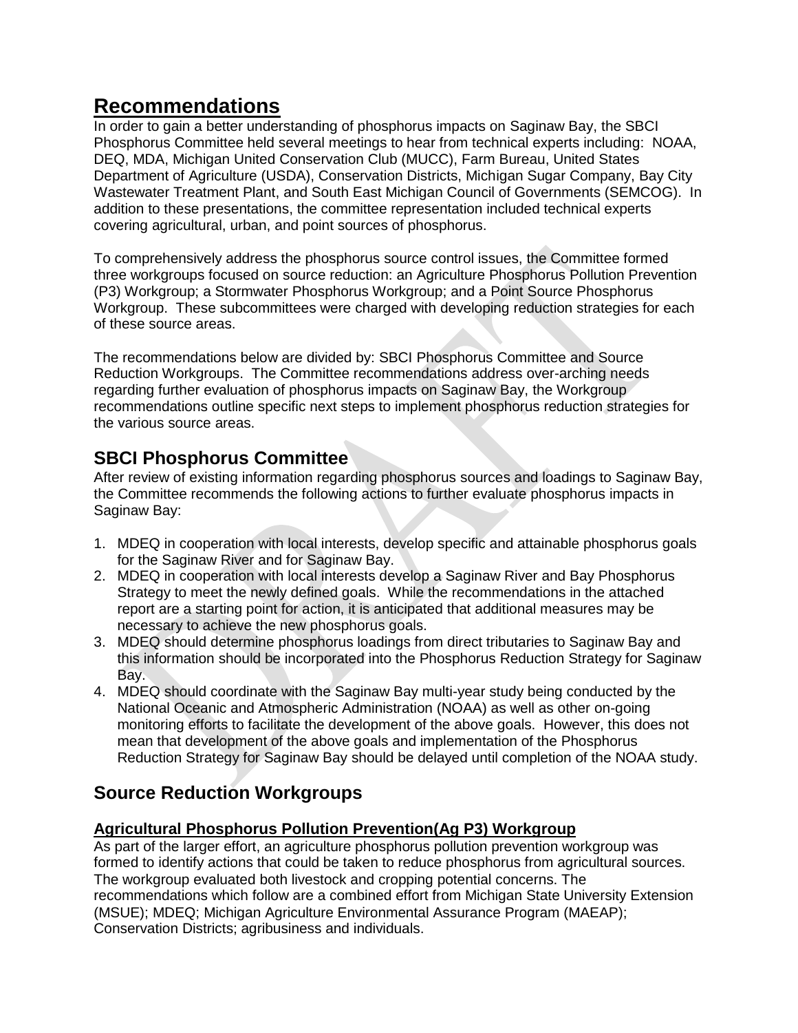# Recommendations

In order to gain a better understanding of phosphorus impacts on Saginaw Bay, the SBCI Phosphorus Committee held several meetings to hear from technical experts including: NOAA, DEQ, MDA, Michigan United Conservation Club (MUCC), Farm Bureau, United States Department of Agriculture (USDA), Conservation Districts, Michigan Sugar Company, Bay City Wastewater Treatment Plant, and South East Michigan Council of Governments (SEMCOG). In addition to these presentations, the committee representation included technical experts covering agricultural, urban, and point sources of phosphorus.

To comprehensively address the phosphorus source control issues, the Committee formed three workgroups focused on source reduction: an Agriculture Phosphorus Pollution Prevention (P3) Workgroup; a Stormwater Phosphorus Workgroup; and a Point Source Phosphorus Workgroup. These subcommittees were charged with developing reduction strategies for each of these source areas.

The recommendations below are divided by: SBCI Phosphorus Committee and Source Reduction Workgroups. The Committee recommendations address over-arching needs regarding further evaluation of phosphorus impacts on Saginaw Bay, the Workgroup recommendations outline specific next steps to implement phosphorus reduction strategies for the various source areas.

## SBCI Phosphorus Committee

After review of existing information regarding phosphorus sources and loadings to Saginaw Bay, the Committee recommends the following actions to further evaluate phosphorus impacts in Saginaw Bay:

1. MDEQ in cooperation with local interests, develop specific and attainable phosphorus goals for the Saginaw River and for Saginaw Bay.
2. MDEQ in cooperation with local interests develop a Saginaw River and Bay Phosphorus Strategy to meet the newly defined goals. While the recommendations in the attached report are a starting point for action, it is anticipated that additional measures may be necessary to achieve the new phosphorus goals.
3. MDEQ should determine phosphorus loadings from direct tributaries to Saginaw Bay and this information should be incorporated into the Phosphorus Reduction Strategy for Saginaw Bay.
4. MDEQ should coordinate with the Saginaw Bay multi-year study being conducted by the National Oceanic and Atmospheric Administration (NOAA) as well as other on-going monitoring efforts to facilitate the development of the above goals. However, this does not mean that development of the above goals and implementation of the Phosphorus Reduction Strategy for Saginaw Bay should be delayed until completion of the NOAA study.

## Source Reduction Workgroups

### Agricultural Phosphorus Pollution Prevention(Ag P3) Workgroup

As part of the larger effort, an agriculture phosphorus pollution prevention workgroup was formed to identify actions that could be taken to reduce phosphorus from agricultural sources. The workgroup evaluated both livestock and cropping potential concerns. The recommendations which follow are a combined effort from Michigan State University Extension (MSUE); MDEQ; Michigan Agriculture Environmental Assurance Program (MAEAP); Conservation Districts; agribusiness and individuals.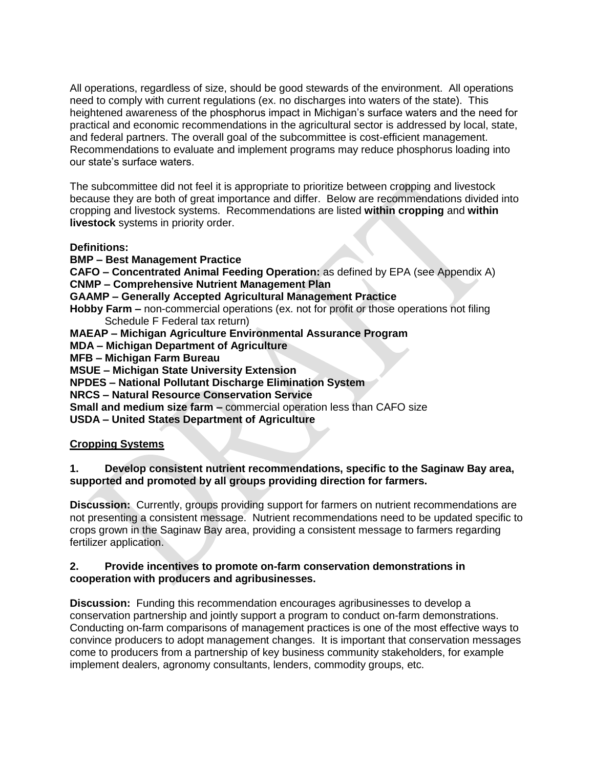All operations, regardless of size, should be good stewards of the environment. All operations need to comply with current regulations (ex. no discharges into waters of the state). This heightened awareness of the phosphorus impact in Michigan's surface waters and the need for practical and economic recommendations in the agricultural sector is addressed by local, state, and federal partners. The overall goal of the subcommittee is cost-efficient management. Recommendations to evaluate and implement programs may reduce phosphorus loading into our state's surface waters.

The subcommittee did not feel it is appropriate to prioritize between cropping and livestock because they are both of great importance and differ. Below are recommendations divided into cropping and livestock systems. Recommendations are listed **within cropping** and **within livestock** systems in priority order.

**Definitions:**

**BMP – Best Management Practice**
**CAFO – Concentrated Animal Feeding Operation:** as defined by EPA (see Appendix A)
**CNMP – Comprehensive Nutrient Management Plan**
**GAAMP – Generally Accepted Agricultural Management Practice**
**Hobby Farm –** non-commercial operations (ex. not for profit or those operations not filing Schedule F Federal tax return)
**MAEAP – Michigan Agriculture Environmental Assurance Program**
**MDA – Michigan Department of Agriculture**
**MFB – Michigan Farm Bureau**
**MSUE – Michigan State University Extension**
**NPDES – National Pollutant Discharge Elimination System**
**NRCS – Natural Resource Conservation Service**
**Small and medium size farm –** commercial operation less than CAFO size
**USDA – United States Department of Agriculture**

## Cropping Systems

**1. Develop consistent nutrient recommendations, specific to the Saginaw Bay area, supported and promoted by all groups providing direction for farmers.**

**Discussion:** Currently, groups providing support for farmers on nutrient recommendations are not presenting a consistent message. Nutrient recommendations need to be updated specific to crops grown in the Saginaw Bay area, providing a consistent message to farmers regarding fertilizer application.

**2. Provide incentives to promote on-farm conservation demonstrations in cooperation with producers and agribusinesses.**

**Discussion:** Funding this recommendation encourages agribusinesses to develop a conservation partnership and jointly support a program to conduct on-farm demonstrations. Conducting on-farm comparisons of management practices is one of the most effective ways to convince producers to adopt management changes. It is important that conservation messages come to producers from a partnership of key business community stakeholders, for example implement dealers, agronomy consultants, lenders, commodity groups, etc.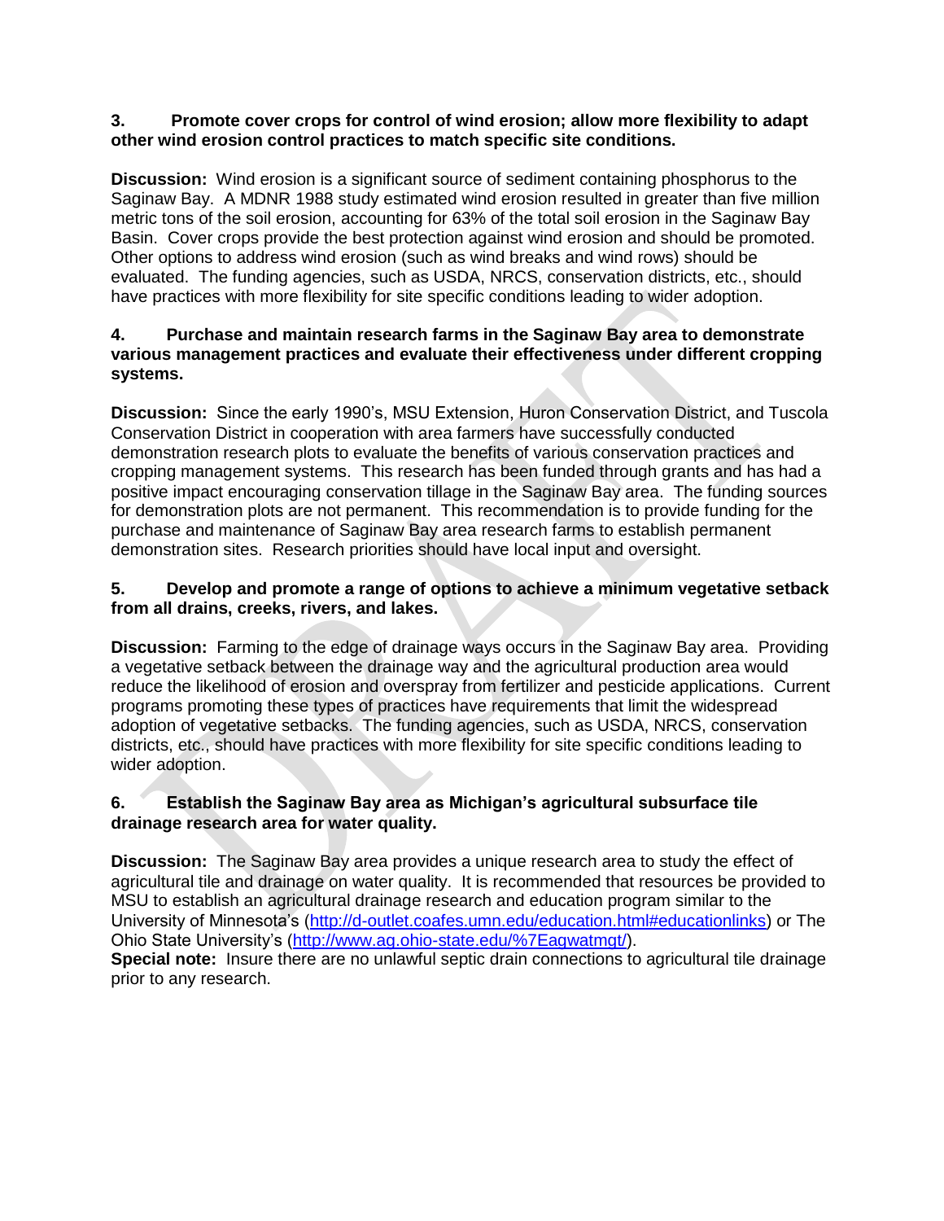**3. Promote cover crops for control of wind erosion; allow more flexibility to adapt other wind erosion control practices to match specific site conditions.**

**Discussion:** Wind erosion is a significant source of sediment containing phosphorus to the Saginaw Bay. A MDNR 1988 study estimated wind erosion resulted in greater than five million metric tons of the soil erosion, accounting for 63% of the total soil erosion in the Saginaw Bay Basin. Cover crops provide the best protection against wind erosion and should be promoted. Other options to address wind erosion (such as wind breaks and wind rows) should be evaluated. The funding agencies, such as USDA, NRCS, conservation districts, etc., should have practices with more flexibility for site specific conditions leading to wider adoption.

**4. Purchase and maintain research farms in the Saginaw Bay area to demonstrate various management practices and evaluate their effectiveness under different cropping systems.**

**Discussion:** Since the early 1990's, MSU Extension, Huron Conservation District, and Tuscola Conservation District in cooperation with area farmers have successfully conducted demonstration research plots to evaluate the benefits of various conservation practices and cropping management systems. This research has been funded through grants and has had a positive impact encouraging conservation tillage in the Saginaw Bay area. The funding sources for demonstration plots are not permanent. This recommendation is to provide funding for the purchase and maintenance of Saginaw Bay area research farms to establish permanent demonstration sites. Research priorities should have local input and oversight.

**5. Develop and promote a range of options to achieve a minimum vegetative setback from all drains, creeks, rivers, and lakes.**

**Discussion:** Farming to the edge of drainage ways occurs in the Saginaw Bay area. Providing a vegetative setback between the drainage way and the agricultural production area would reduce the likelihood of erosion and overspray from fertilizer and pesticide applications. Current programs promoting these types of practices have requirements that limit the widespread adoption of vegetative setbacks. The funding agencies, such as USDA, NRCS, conservation districts, etc., should have practices with more flexibility for site specific conditions leading to wider adoption.

**6. Establish the Saginaw Bay area as Michigan's agricultural subsurface tile drainage research area for water quality.**

**Discussion:** The Saginaw Bay area provides a unique research area to study the effect of agricultural tile and drainage on water quality. It is recommended that resources be provided to MSU to establish an agricultural drainage research and education program similar to the University of Minnesota's (http://d-outlet.coafes.umn.edu/education.html#educationlinks) or The Ohio State University's (http://www.ag.ohio-state.edu/%7Eagwatmgt/).

**Special note:** Insure there are no unlawful septic drain connections to agricultural tile drainage prior to any research.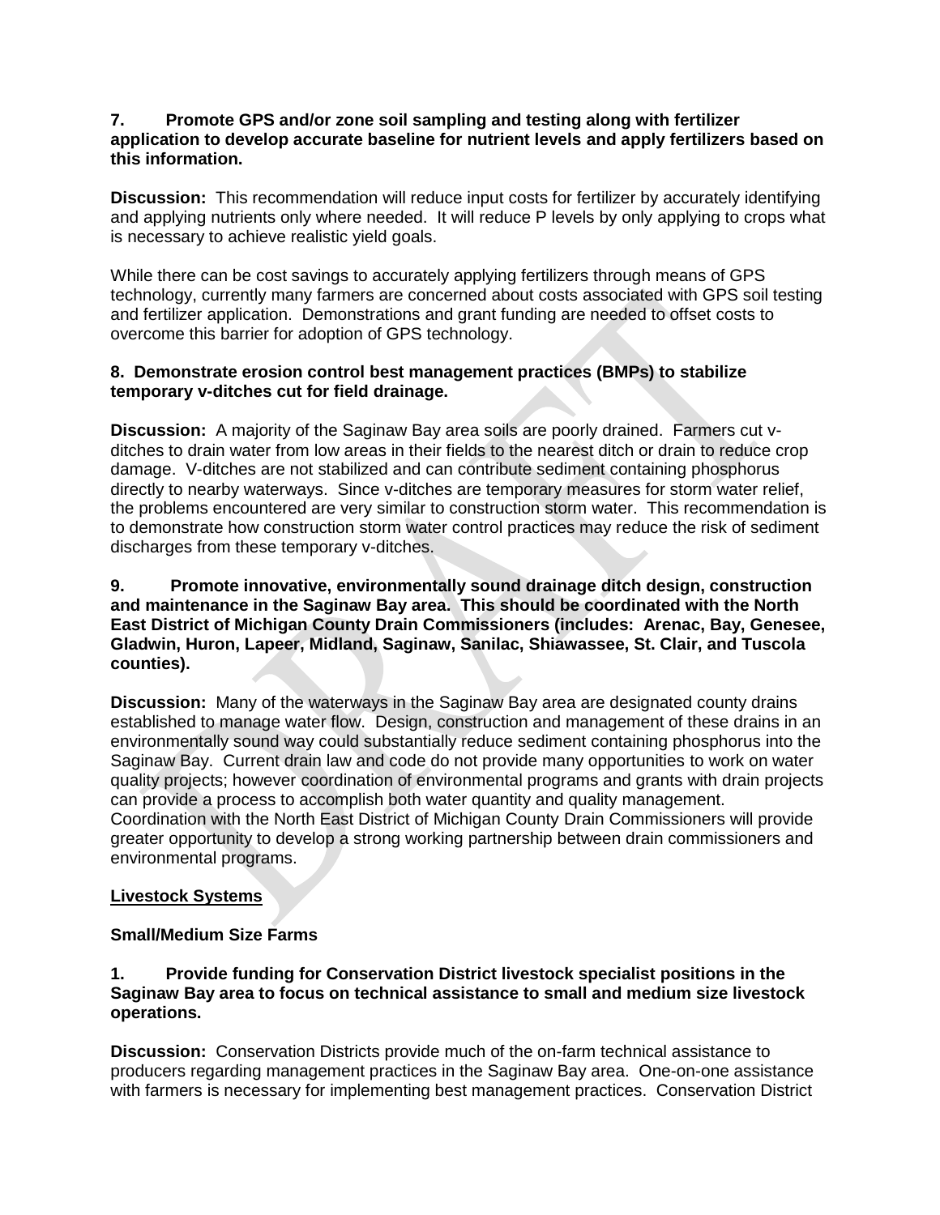**7. Promote GPS and/or zone soil sampling and testing along with fertilizer application to develop accurate baseline for nutrient levels and apply fertilizers based on this information.**

**Discussion:** This recommendation will reduce input costs for fertilizer by accurately identifying and applying nutrients only where needed. It will reduce P levels by only applying to crops what is necessary to achieve realistic yield goals.

While there can be cost savings to accurately applying fertilizers through means of GPS technology, currently many farmers are concerned about costs associated with GPS soil testing and fertilizer application. Demonstrations and grant funding are needed to offset costs to overcome this barrier for adoption of GPS technology.

**8. Demonstrate erosion control best management practices (BMPs) to stabilize temporary v-ditches cut for field drainage.**

**Discussion:** A majority of the Saginaw Bay area soils are poorly drained. Farmers cut v-ditches to drain water from low areas in their fields to the nearest ditch or drain to reduce crop damage. V-ditches are not stabilized and can contribute sediment containing phosphorus directly to nearby waterways. Since v-ditches are temporary measures for storm water relief, the problems encountered are very similar to construction storm water. This recommendation is to demonstrate how construction storm water control practices may reduce the risk of sediment discharges from these temporary v-ditches.

**9. Promote innovative, environmentally sound drainage ditch design, construction and maintenance in the Saginaw Bay area. This should be coordinated with the North East District of Michigan County Drain Commissioners (includes: Arenac, Bay, Genesee, Gladwin, Huron, Lapeer, Midland, Saginaw, Sanilac, Shiawassee, St. Clair, and Tuscola counties).**

**Discussion:** Many of the waterways in the Saginaw Bay area are designated county drains established to manage water flow. Design, construction and management of these drains in an environmentally sound way could substantially reduce sediment containing phosphorus into the Saginaw Bay. Current drain law and code do not provide many opportunities to work on water quality projects; however coordination of environmental programs and grants with drain projects can provide a process to accomplish both water quantity and quality management. Coordination with the North East District of Michigan County Drain Commissioners will provide greater opportunity to develop a strong working partnership between drain commissioners and environmental programs.

<u>**Livestock Systems**</u>

**Small/Medium Size Farms**

**1. Provide funding for Conservation District livestock specialist positions in the Saginaw Bay area to focus on technical assistance to small and medium size livestock operations.**

**Discussion:** Conservation Districts provide much of the on-farm technical assistance to producers regarding management practices in the Saginaw Bay area. One-on-one assistance with farmers is necessary for implementing best management practices. Conservation District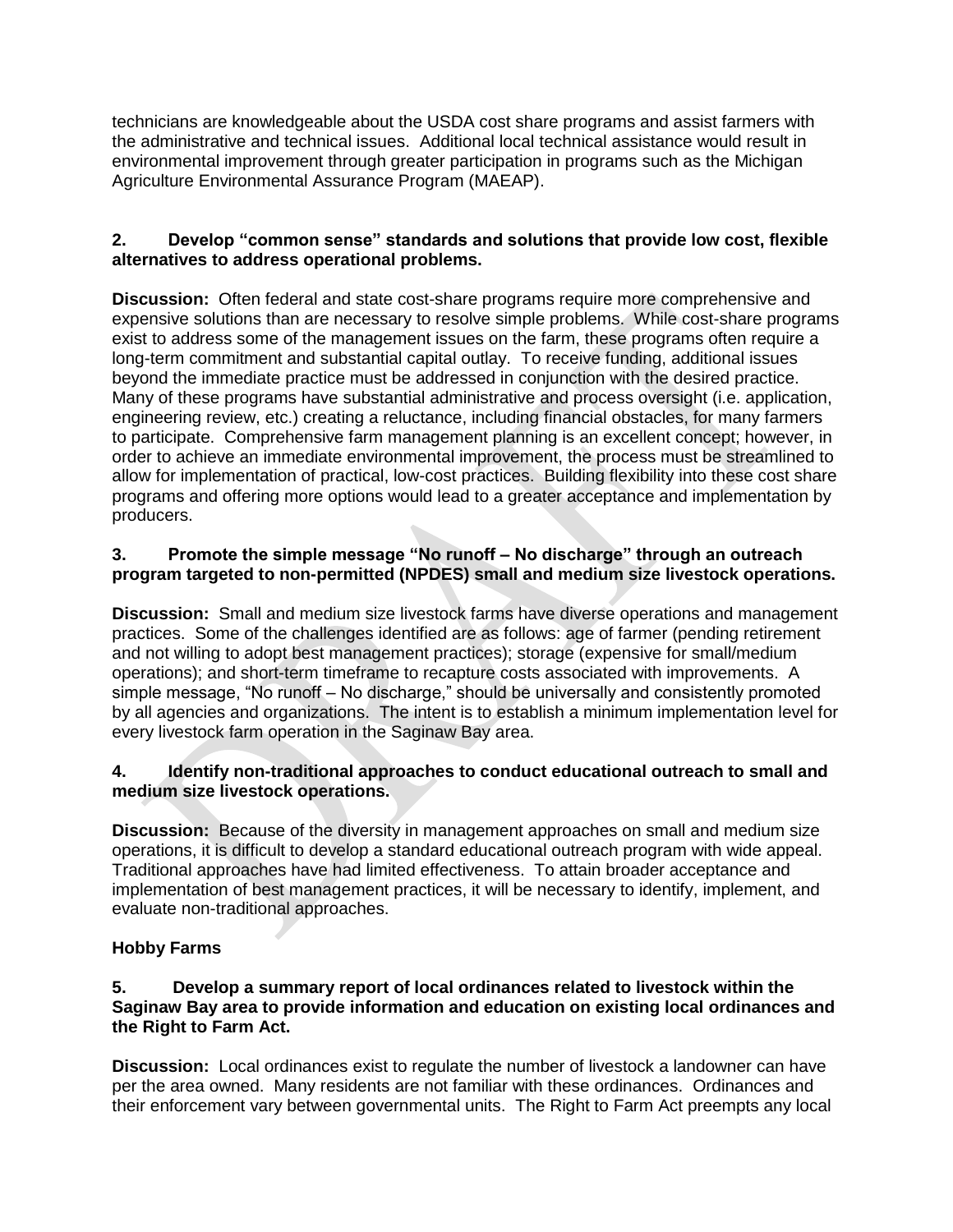technicians are knowledgeable about the USDA cost share programs and assist farmers with the administrative and technical issues. Additional local technical assistance would result in environmental improvement through greater participation in programs such as the Michigan Agriculture Environmental Assurance Program (MAEAP).

**2. Develop "common sense" standards and solutions that provide low cost, flexible alternatives to address operational problems.**

**Discussion:** Often federal and state cost-share programs require more comprehensive and expensive solutions than are necessary to resolve simple problems. While cost-share programs exist to address some of the management issues on the farm, these programs often require a long-term commitment and substantial capital outlay. To receive funding, additional issues beyond the immediate practice must be addressed in conjunction with the desired practice. Many of these programs have substantial administrative and process oversight (i.e. application, engineering review, etc.) creating a reluctance, including financial obstacles, for many farmers to participate. Comprehensive farm management planning is an excellent concept; however, in order to achieve an immediate environmental improvement, the process must be streamlined to allow for implementation of practical, low-cost practices. Building flexibility into these cost share programs and offering more options would lead to a greater acceptance and implementation by producers.

**3. Promote the simple message "No runoff – No discharge" through an outreach program targeted to non-permitted (NPDES) small and medium size livestock operations.**

**Discussion:** Small and medium size livestock farms have diverse operations and management practices. Some of the challenges identified are as follows: age of farmer (pending retirement and not willing to adopt best management practices); storage (expensive for small/medium operations); and short-term timeframe to recapture costs associated with improvements. A simple message, "No runoff – No discharge," should be universally and consistently promoted by all agencies and organizations. The intent is to establish a minimum implementation level for every livestock farm operation in the Saginaw Bay area.

**4. Identify non-traditional approaches to conduct educational outreach to small and medium size livestock operations.**

**Discussion:** Because of the diversity in management approaches on small and medium size operations, it is difficult to develop a standard educational outreach program with wide appeal. Traditional approaches have had limited effectiveness. To attain broader acceptance and implementation of best management practices, it will be necessary to identify, implement, and evaluate non-traditional approaches.

**Hobby Farms**

**5. Develop a summary report of local ordinances related to livestock within the Saginaw Bay area to provide information and education on existing local ordinances and the Right to Farm Act.**

**Discussion:** Local ordinances exist to regulate the number of livestock a landowner can have per the area owned. Many residents are not familiar with these ordinances. Ordinances and their enforcement vary between governmental units. The Right to Farm Act preempts any local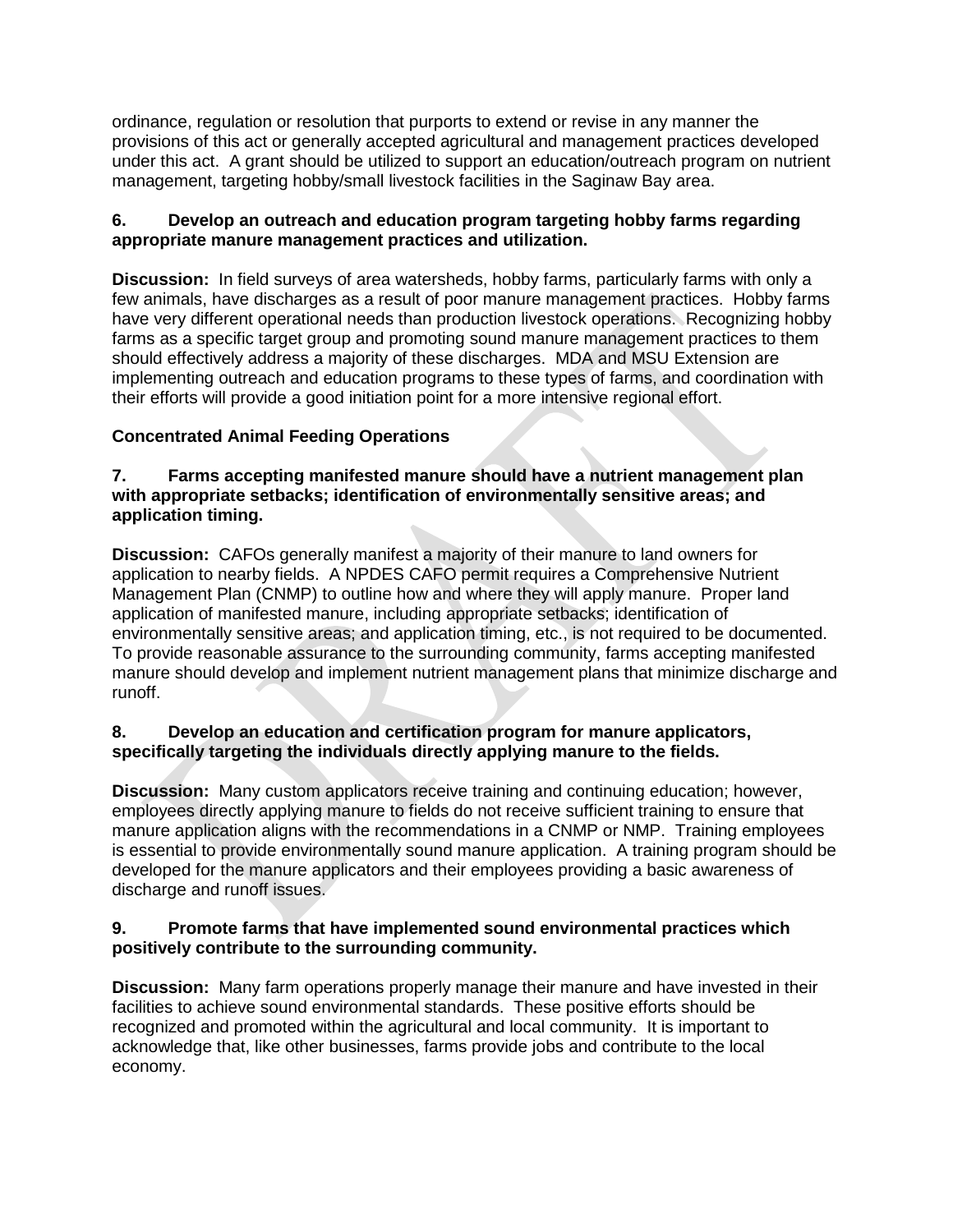ordinance, regulation or resolution that purports to extend or revise in any manner the provisions of this act or generally accepted agricultural and management practices developed under this act. A grant should be utilized to support an education/outreach program on nutrient management, targeting hobby/small livestock facilities in the Saginaw Bay area.

**6. Develop an outreach and education program targeting hobby farms regarding appropriate manure management practices and utilization.**

**Discussion:** In field surveys of area watersheds, hobby farms, particularly farms with only a few animals, have discharges as a result of poor manure management practices. Hobby farms have very different operational needs than production livestock operations. Recognizing hobby farms as a specific target group and promoting sound manure management practices to them should effectively address a majority of these discharges. MDA and MSU Extension are implementing outreach and education programs to these types of farms, and coordination with their efforts will provide a good initiation point for a more intensive regional effort.

**Concentrated Animal Feeding Operations**

**7. Farms accepting manifested manure should have a nutrient management plan with appropriate setbacks; identification of environmentally sensitive areas; and application timing.**

**Discussion:** CAFOs generally manifest a majority of their manure to land owners for application to nearby fields. A NPDES CAFO permit requires a Comprehensive Nutrient Management Plan (CNMP) to outline how and where they will apply manure. Proper land application of manifested manure, including appropriate setbacks; identification of environmentally sensitive areas; and application timing, etc., is not required to be documented. To provide reasonable assurance to the surrounding community, farms accepting manifested manure should develop and implement nutrient management plans that minimize discharge and runoff.

**8. Develop an education and certification program for manure applicators, specifically targeting the individuals directly applying manure to the fields.**

**Discussion:** Many custom applicators receive training and continuing education; however, employees directly applying manure to fields do not receive sufficient training to ensure that manure application aligns with the recommendations in a CNMP or NMP. Training employees is essential to provide environmentally sound manure application. A training program should be developed for the manure applicators and their employees providing a basic awareness of discharge and runoff issues.

**9. Promote farms that have implemented sound environmental practices which positively contribute to the surrounding community.**

**Discussion:** Many farm operations properly manage their manure and have invested in their facilities to achieve sound environmental standards. These positive efforts should be recognized and promoted within the agricultural and local community. It is important to acknowledge that, like other businesses, farms provide jobs and contribute to the local economy.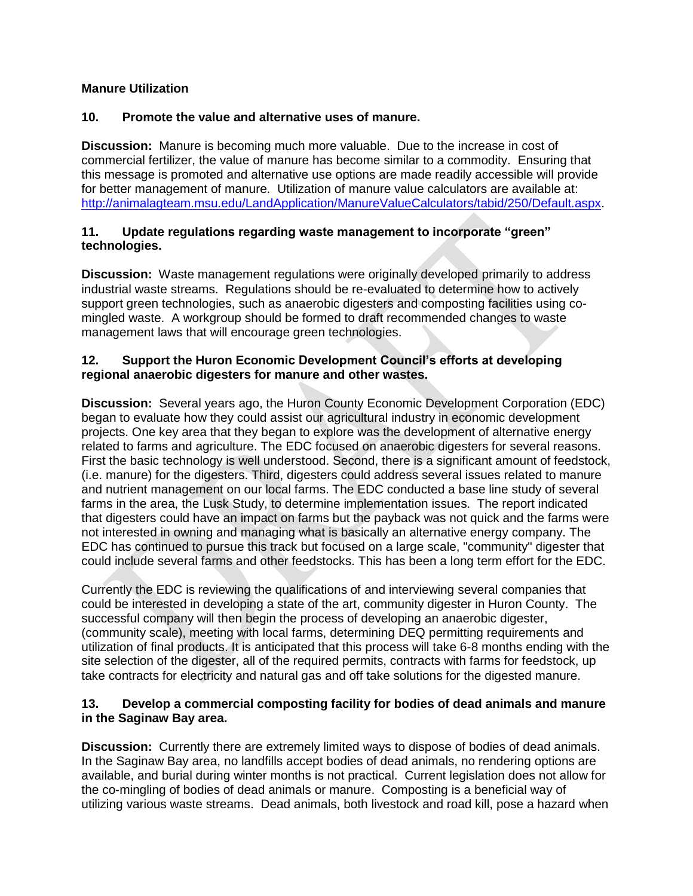**Manure Utilization**

**10. Promote the value and alternative uses of manure.**

**Discussion:** Manure is becoming much more valuable. Due to the increase in cost of commercial fertilizer, the value of manure has become similar to a commodity. Ensuring that this message is promoted and alternative use options are made readily accessible will provide for better management of manure. Utilization of manure value calculators are available at: http://animalagteam.msu.edu/LandApplication/ManureValueCalculators/tabid/250/Default.aspx.

**11. Update regulations regarding waste management to incorporate "green" technologies.**

**Discussion:** Waste management regulations were originally developed primarily to address industrial waste streams. Regulations should be re-evaluated to determine how to actively support green technologies, such as anaerobic digesters and composting facilities using co-mingled waste. A workgroup should be formed to draft recommended changes to waste management laws that will encourage green technologies.

**12. Support the Huron Economic Development Council's efforts at developing regional anaerobic digesters for manure and other wastes.**

**Discussion:** Several years ago, the Huron County Economic Development Corporation (EDC) began to evaluate how they could assist our agricultural industry in economic development projects. One key area that they began to explore was the development of alternative energy related to farms and agriculture. The EDC focused on anaerobic digesters for several reasons. First the basic technology is well understood. Second, there is a significant amount of feedstock, (i.e. manure) for the digesters. Third, digesters could address several issues related to manure and nutrient management on our local farms. The EDC conducted a base line study of several farms in the area, the Lusk Study, to determine implementation issues. The report indicated that digesters could have an impact on farms but the payback was not quick and the farms were not interested in owning and managing what is basically an alternative energy company. The EDC has continued to pursue this track but focused on a large scale, "community" digester that could include several farms and other feedstocks. This has been a long term effort for the EDC.

Currently the EDC is reviewing the qualifications of and interviewing several companies that could be interested in developing a state of the art, community digester in Huron County. The successful company will then begin the process of developing an anaerobic digester, (community scale), meeting with local farms, determining DEQ permitting requirements and utilization of final products. It is anticipated that this process will take 6-8 months ending with the site selection of the digester, all of the required permits, contracts with farms for feedstock, up take contracts for electricity and natural gas and off take solutions for the digested manure.

**13. Develop a commercial composting facility for bodies of dead animals and manure in the Saginaw Bay area.**

**Discussion:** Currently there are extremely limited ways to dispose of bodies of dead animals. In the Saginaw Bay area, no landfills accept bodies of dead animals, no rendering options are available, and burial during winter months is not practical. Current legislation does not allow for the co-mingling of bodies of dead animals or manure. Composting is a beneficial way of utilizing various waste streams. Dead animals, both livestock and road kill, pose a hazard when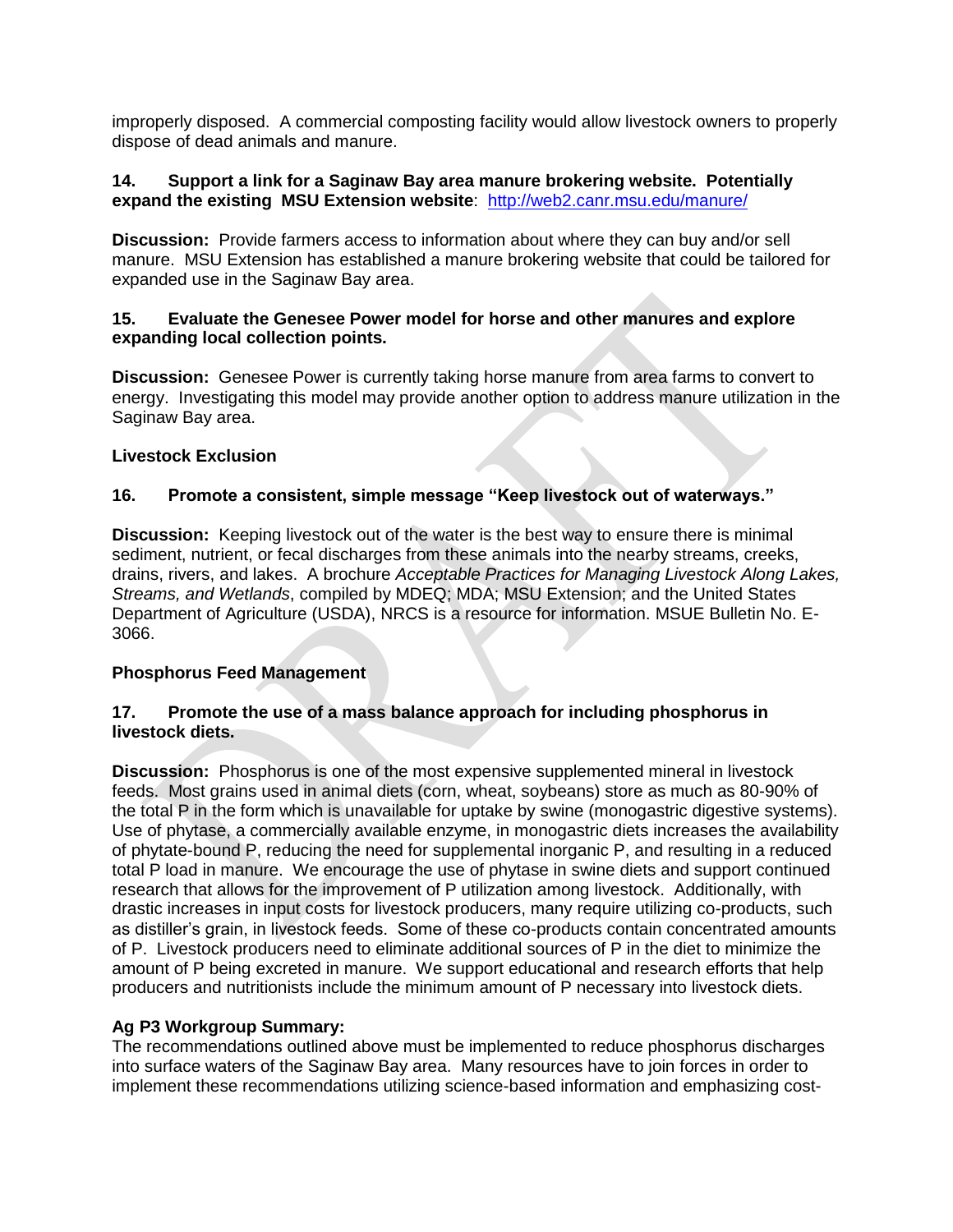improperly disposed. A commercial composting facility would allow livestock owners to properly dispose of dead animals and manure.

**14. Support a link for a Saginaw Bay area manure brokering website. Potentially expand the existing MSU Extension website**: [http://web2.canr.msu.edu/manure/](http://web2.canr.msu.edu/manure/)

**Discussion:** Provide farmers access to information about where they can buy and/or sell manure. MSU Extension has established a manure brokering website that could be tailored for expanded use in the Saginaw Bay area.

**15. Evaluate the Genesee Power model for horse and other manures and explore expanding local collection points.**

**Discussion:** Genesee Power is currently taking horse manure from area farms to convert to energy. Investigating this model may provide another option to address manure utilization in the Saginaw Bay area.

**Livestock Exclusion**

**16. Promote a consistent, simple message "Keep livestock out of waterways."**

**Discussion:** Keeping livestock out of the water is the best way to ensure there is minimal sediment, nutrient, or fecal discharges from these animals into the nearby streams, creeks, drains, rivers, and lakes. A brochure *Acceptable Practices for Managing Livestock Along Lakes, Streams, and Wetlands*, compiled by MDEQ; MDA; MSU Extension; and the United States Department of Agriculture (USDA), NRCS is a resource for information. MSUE Bulletin No. E-3066.

**Phosphorus Feed Management**

**17. Promote the use of a mass balance approach for including phosphorus in livestock diets.**

**Discussion:** Phosphorus is one of the most expensive supplemented mineral in livestock feeds. Most grains used in animal diets (corn, wheat, soybeans) store as much as 80-90% of the total P in the form which is unavailable for uptake by swine (monogastric digestive systems). Use of phytase, a commercially available enzyme, in monogastric diets increases the availability of phytate-bound P, reducing the need for supplemental inorganic P, and resulting in a reduced total P load in manure. We encourage the use of phytase in swine diets and support continued research that allows for the improvement of P utilization among livestock. Additionally, with drastic increases in input costs for livestock producers, many require utilizing co-products, such as distiller's grain, in livestock feeds. Some of these co-products contain concentrated amounts of P. Livestock producers need to eliminate additional sources of P in the diet to minimize the amount of P being excreted in manure. We support educational and research efforts that help producers and nutritionists include the minimum amount of P necessary into livestock diets.

**Ag P3 Workgroup Summary:**
The recommendations outlined above must be implemented to reduce phosphorus discharges into surface waters of the Saginaw Bay area. Many resources have to join forces in order to implement these recommendations utilizing science-based information and emphasizing cost-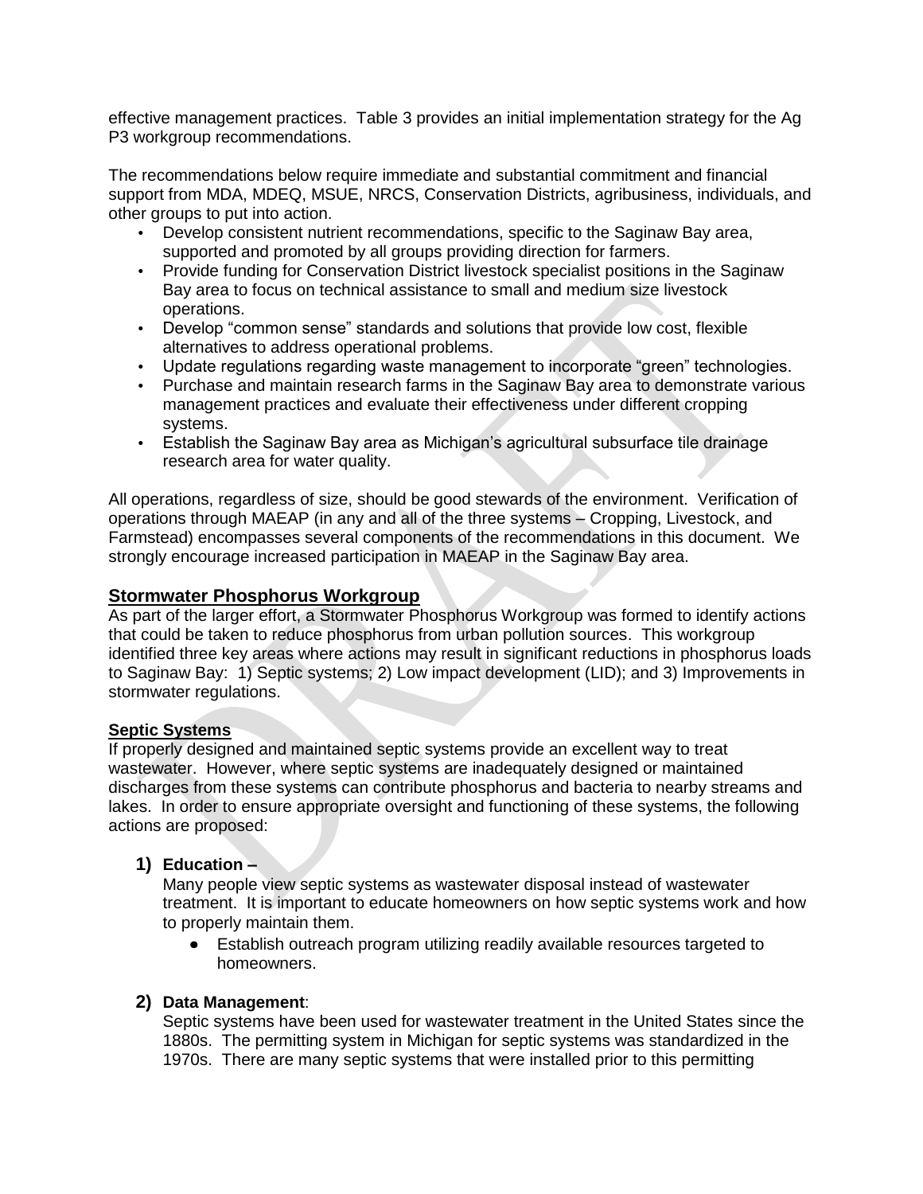effective management practices. Table 3 provides an initial implementation strategy for the Ag P3 workgroup recommendations.

The recommendations below require immediate and substantial commitment and financial support from MDA, MDEQ, MSUE, NRCS, Conservation Districts, agribusiness, individuals, and other groups to put into action.

- Develop consistent nutrient recommendations, specific to the Saginaw Bay area, supported and promoted by all groups providing direction for farmers.
- Provide funding for Conservation District livestock specialist positions in the Saginaw Bay area to focus on technical assistance to small and medium size livestock operations.
- Develop "common sense" standards and solutions that provide low cost, flexible alternatives to address operational problems.
- Update regulations regarding waste management to incorporate "green" technologies.
- Purchase and maintain research farms in the Saginaw Bay area to demonstrate various management practices and evaluate their effectiveness under different cropping systems.
- Establish the Saginaw Bay area as Michigan's agricultural subsurface tile drainage research area for water quality.

All operations, regardless of size, should be good stewards of the environment. Verification of operations through MAEAP (in any and all of the three systems – Cropping, Livestock, and Farmstead) encompasses several components of the recommendations in this document. We strongly encourage increased participation in MAEAP in the Saginaw Bay area.

## Stormwater Phosphorus Workgroup

As part of the larger effort, a Stormwater Phosphorus Workgroup was formed to identify actions that could be taken to reduce phosphorus from urban pollution sources. This workgroup identified three key areas where actions may result in significant reductions in phosphorus loads to Saginaw Bay: 1) Septic systems; 2) Low impact development (LID); and 3) Improvements in stormwater regulations.

### Septic Systems

If properly designed and maintained septic systems provide an excellent way to treat wastewater. However, where septic systems are inadequately designed or maintained discharges from these systems can contribute phosphorus and bacteria to nearby streams and lakes. In order to ensure appropriate oversight and functioning of these systems, the following actions are proposed:

**1) Education –**

Many people view septic systems as wastewater disposal instead of wastewater treatment. It is important to educate homeowners on how septic systems work and how to properly maintain them.

- Establish outreach program utilizing readily available resources targeted to homeowners.

**2) Data Management**:

Septic systems have been used for wastewater treatment in the United States since the 1880s. The permitting system in Michigan for septic systems was standardized in the 1970s. There are many septic systems that were installed prior to this permitting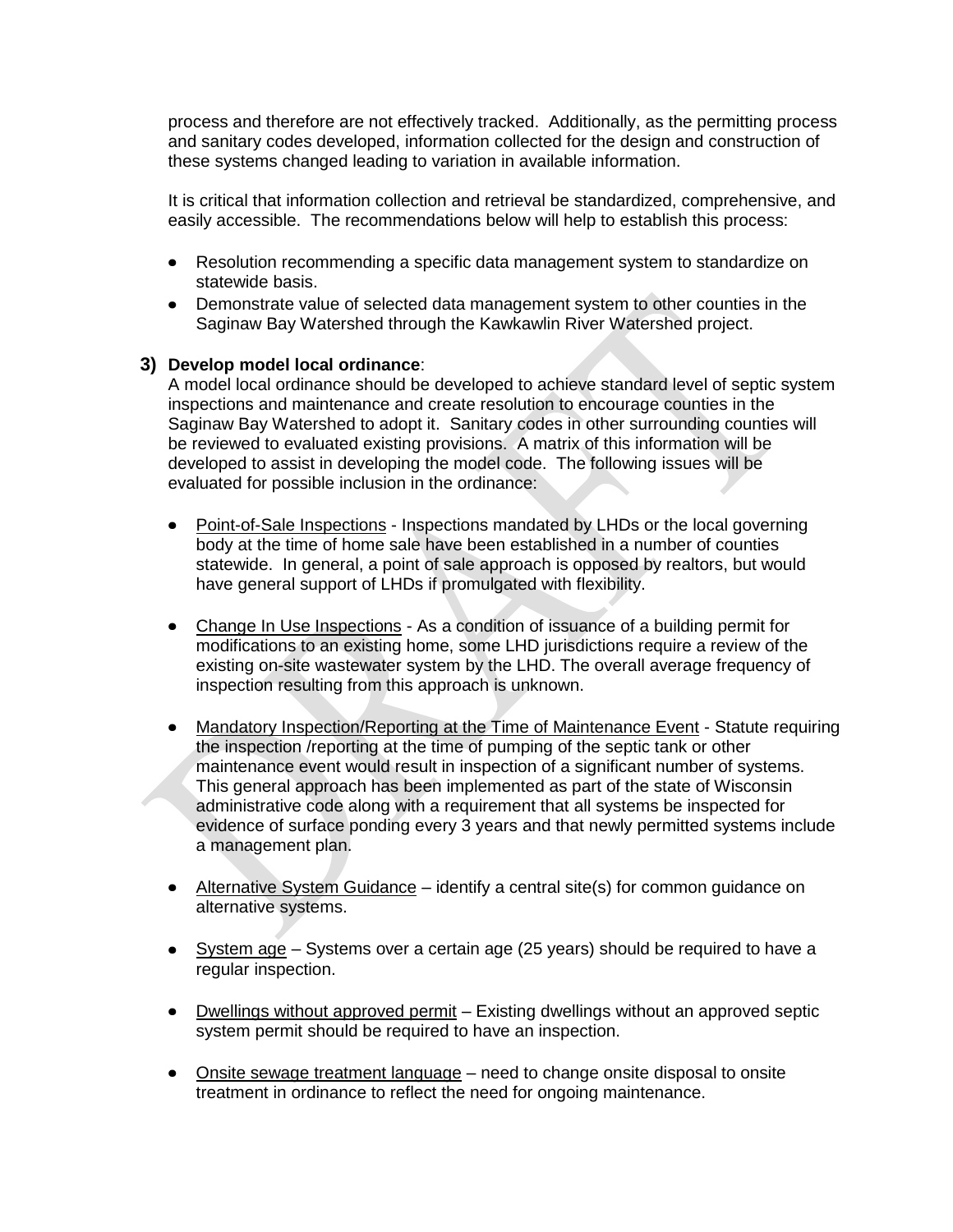process and therefore are not effectively tracked. Additionally, as the permitting process and sanitary codes developed, information collected for the design and construction of these systems changed leading to variation in available information.

It is critical that information collection and retrieval be standardized, comprehensive, and easily accessible. The recommendations below will help to establish this process:

- Resolution recommending a specific data management system to standardize on statewide basis.
- Demonstrate value of selected data management system to other counties in the Saginaw Bay Watershed through the Kawkawlin River Watershed project.

**3) Develop model local ordinance**:

A model local ordinance should be developed to achieve standard level of septic system inspections and maintenance and create resolution to encourage counties in the Saginaw Bay Watershed to adopt it. Sanitary codes in other surrounding counties will be reviewed to evaluated existing provisions. A matrix of this information will be developed to assist in developing the model code. The following issues will be evaluated for possible inclusion in the ordinance:

- Point-of-Sale Inspections - Inspections mandated by LHDs or the local governing body at the time of home sale have been established in a number of counties statewide. In general, a point of sale approach is opposed by realtors, but would have general support of LHDs if promulgated with flexibility.

- Change In Use Inspections - As a condition of issuance of a building permit for modifications to an existing home, some LHD jurisdictions require a review of the existing on-site wastewater system by the LHD. The overall average frequency of inspection resulting from this approach is unknown.

- Mandatory Inspection/Reporting at the Time of Maintenance Event - Statute requiring the inspection /reporting at the time of pumping of the septic tank or other maintenance event would result in inspection of a significant number of systems. This general approach has been implemented as part of the state of Wisconsin administrative code along with a requirement that all systems be inspected for evidence of surface ponding every 3 years and that newly permitted systems include a management plan.

- Alternative System Guidance – identify a central site(s) for common guidance on alternative systems.

- System age – Systems over a certain age (25 years) should be required to have a regular inspection.

- Dwellings without approved permit – Existing dwellings without an approved septic system permit should be required to have an inspection.

- Onsite sewage treatment language – need to change onsite disposal to onsite treatment in ordinance to reflect the need for ongoing maintenance.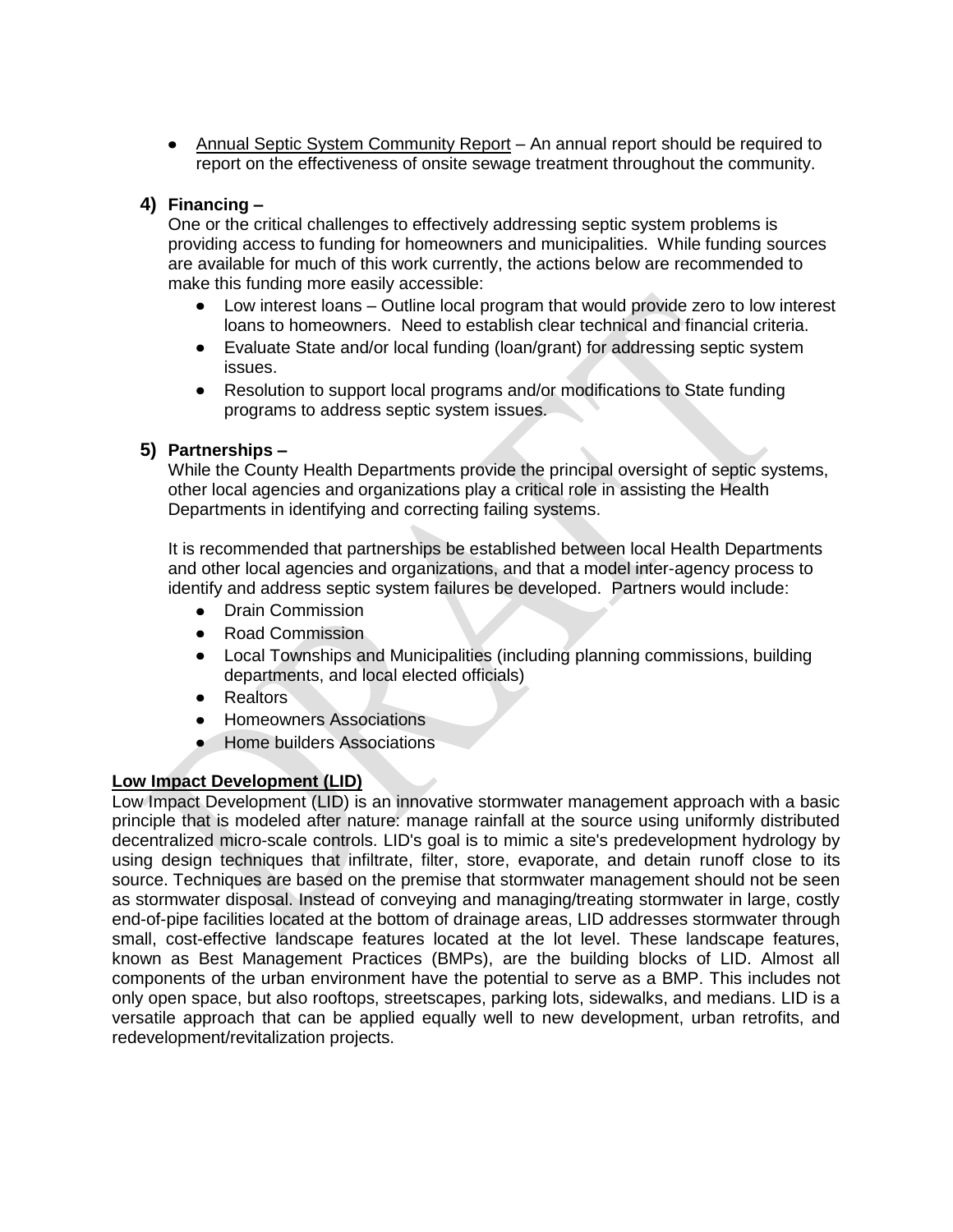- Annual Septic System Community Report – An annual report should be required to report on the effectiveness of onsite sewage treatment throughout the community.

**4) Financing –**

One or the critical challenges to effectively addressing septic system problems is providing access to funding for homeowners and municipalities. While funding sources are available for much of this work currently, the actions below are recommended to make this funding more easily accessible:

- Low interest loans – Outline local program that would provide zero to low interest loans to homeowners. Need to establish clear technical and financial criteria.
- Evaluate State and/or local funding (loan/grant) for addressing septic system issues.
- Resolution to support local programs and/or modifications to State funding programs to address septic system issues.

**5) Partnerships –**

While the County Health Departments provide the principal oversight of septic systems, other local agencies and organizations play a critical role in assisting the Health Departments in identifying and correcting failing systems.

It is recommended that partnerships be established between local Health Departments and other local agencies and organizations, and that a model inter-agency process to identify and address septic system failures be developed. Partners would include:

- Drain Commission
- Road Commission
- Local Townships and Municipalities (including planning commissions, building departments, and local elected officials)
- Realtors
- Homeowners Associations
- Home builders Associations

**Low Impact Development (LID)**

Low Impact Development (LID) is an innovative stormwater management approach with a basic principle that is modeled after nature: manage rainfall at the source using uniformly distributed decentralized micro-scale controls. LID's goal is to mimic a site's predevelopment hydrology by using design techniques that infiltrate, filter, store, evaporate, and detain runoff close to its source. Techniques are based on the premise that stormwater management should not be seen as stormwater disposal. Instead of conveying and managing/treating stormwater in large, costly end-of-pipe facilities located at the bottom of drainage areas, LID addresses stormwater through small, cost-effective landscape features located at the lot level. These landscape features, known as Best Management Practices (BMPs), are the building blocks of LID. Almost all components of the urban environment have the potential to serve as a BMP. This includes not only open space, but also rooftops, streetscapes, parking lots, sidewalks, and medians. LID is a versatile approach that can be applied equally well to new development, urban retrofits, and redevelopment/revitalization projects.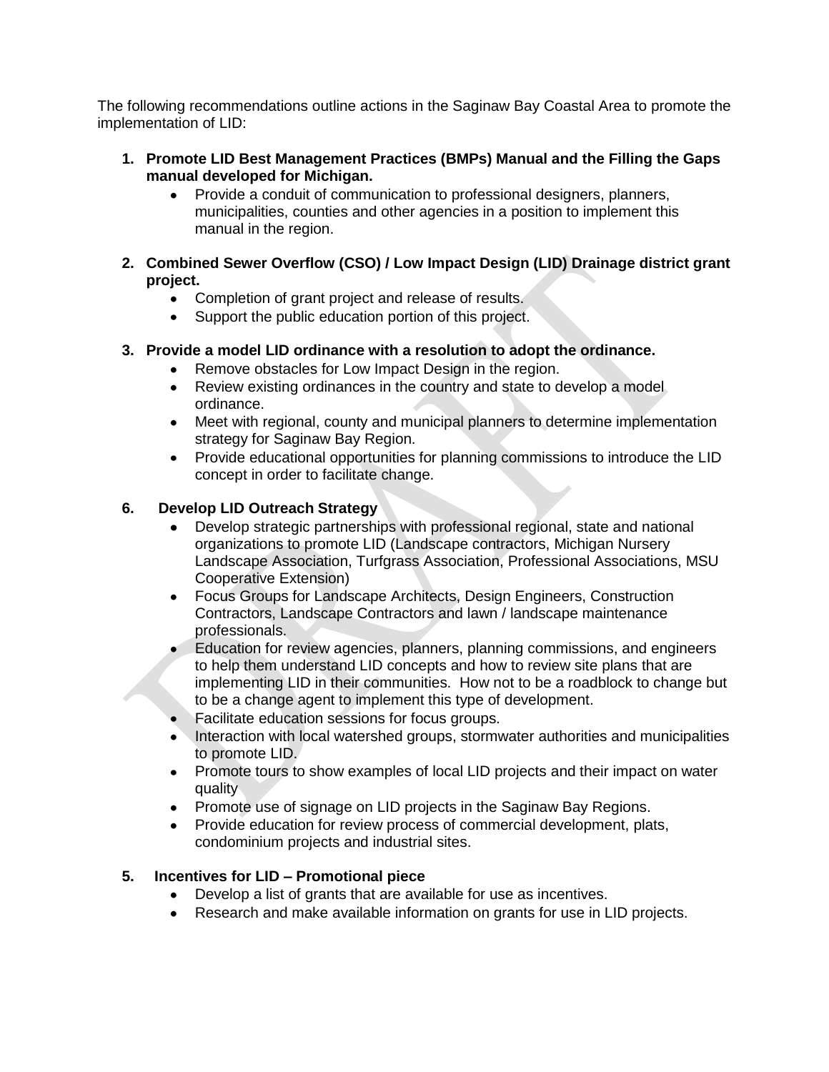The following recommendations outline actions in the Saginaw Bay Coastal Area to promote the implementation of LID:

1. **Promote LID Best Management Practices (BMPs) Manual and the Filling the Gaps manual developed for Michigan.**
   - Provide a conduit of communication to professional designers, planners, municipalities, counties and other agencies in a position to implement this manual in the region.

2. **Combined Sewer Overflow (CSO) / Low Impact Design (LID) Drainage district grant project.**
   - Completion of grant project and release of results.
   - Support the public education portion of this project.

3. **Provide a model LID ordinance with a resolution to adopt the ordinance.**
   - Remove obstacles for Low Impact Design in the region.
   - Review existing ordinances in the country and state to develop a model ordinance.
   - Meet with regional, county and municipal planners to determine implementation strategy for Saginaw Bay Region.
   - Provide educational opportunities for planning commissions to introduce the LID concept in order to facilitate change.

**6. Develop LID Outreach Strategy**

- Develop strategic partnerships with professional regional, state and national organizations to promote LID (Landscape contractors, Michigan Nursery Landscape Association, Turfgrass Association, Professional Associations, MSU Cooperative Extension)
- Focus Groups for Landscape Architects, Design Engineers, Construction Contractors, Landscape Contractors and lawn / landscape maintenance professionals.
- Education for review agencies, planners, planning commissions, and engineers to help them understand LID concepts and how to review site plans that are implementing LID in their communities. How not to be a roadblock to change but to be a change agent to implement this type of development.
- Facilitate education sessions for focus groups.
- Interaction with local watershed groups, stormwater authorities and municipalities to promote LID.
- Promote tours to show examples of local LID projects and their impact on water quality
- Promote use of signage on LID projects in the Saginaw Bay Regions.
- Provide education for review process of commercial development, plats, condominium projects and industrial sites.

**5. Incentives for LID – Promotional piece**

- Develop a list of grants that are available for use as incentives.
- Research and make available information on grants for use in LID projects.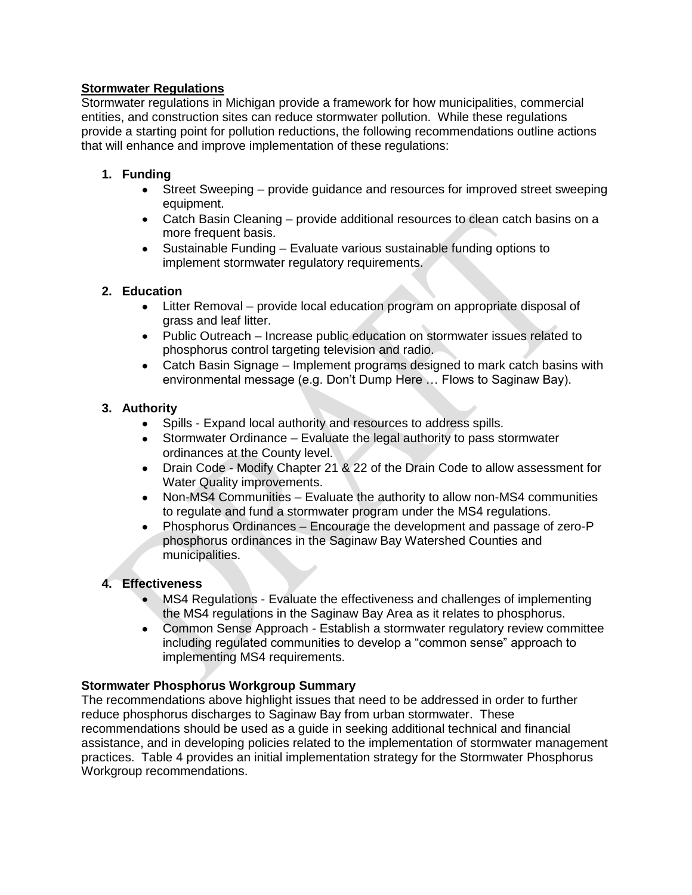**Stormwater Regulations**

Stormwater regulations in Michigan provide a framework for how municipalities, commercial entities, and construction sites can reduce stormwater pollution. While these regulations provide a starting point for pollution reductions, the following recommendations outline actions that will enhance and improve implementation of these regulations:

1. **Funding**
   - Street Sweeping – provide guidance and resources for improved street sweeping equipment.
   - Catch Basin Cleaning – provide additional resources to clean catch basins on a more frequent basis.
   - Sustainable Funding – Evaluate various sustainable funding options to implement stormwater regulatory requirements.

2. **Education**
   - Litter Removal – provide local education program on appropriate disposal of grass and leaf litter.
   - Public Outreach – Increase public education on stormwater issues related to phosphorus control targeting television and radio.
   - Catch Basin Signage – Implement programs designed to mark catch basins with environmental message (e.g. Don't Dump Here … Flows to Saginaw Bay).

3. **Authority**
   - Spills - Expand local authority and resources to address spills.
   - Stormwater Ordinance – Evaluate the legal authority to pass stormwater ordinances at the County level.
   - Drain Code - Modify Chapter 21 & 22 of the Drain Code to allow assessment for Water Quality improvements.
   - Non-MS4 Communities – Evaluate the authority to allow non-MS4 communities to regulate and fund a stormwater program under the MS4 regulations.
   - Phosphorus Ordinances – Encourage the development and passage of zero-P phosphorus ordinances in the Saginaw Bay Watershed Counties and municipalities.

4. **Effectiveness**
   - MS4 Regulations - Evaluate the effectiveness and challenges of implementing the MS4 regulations in the Saginaw Bay Area as it relates to phosphorus.
   - Common Sense Approach - Establish a stormwater regulatory review committee including regulated communities to develop a "common sense" approach to implementing MS4 requirements.

**Stormwater Phosphorus Workgroup Summary**

The recommendations above highlight issues that need to be addressed in order to further reduce phosphorus discharges to Saginaw Bay from urban stormwater. These recommendations should be used as a guide in seeking additional technical and financial assistance, and in developing policies related to the implementation of stormwater management practices. Table 4 provides an initial implementation strategy for the Stormwater Phosphorus Workgroup recommendations.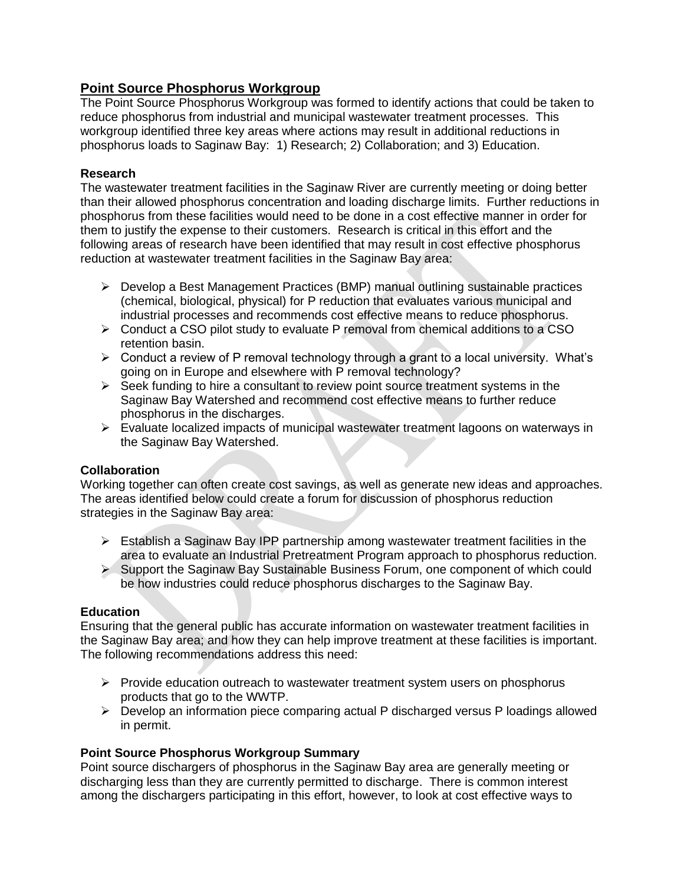## Point Source Phosphorus Workgroup

The Point Source Phosphorus Workgroup was formed to identify actions that could be taken to reduce phosphorus from industrial and municipal wastewater treatment processes. This workgroup identified three key areas where actions may result in additional reductions in phosphorus loads to Saginaw Bay: 1) Research; 2) Collaboration; and 3) Education.

### Research

The wastewater treatment facilities in the Saginaw River are currently meeting or doing better than their allowed phosphorus concentration and loading discharge limits. Further reductions in phosphorus from these facilities would need to be done in a cost effective manner in order for them to justify the expense to their customers. Research is critical in this effort and the following areas of research have been identified that may result in cost effective phosphorus reduction at wastewater treatment facilities in the Saginaw Bay area:

- Develop a Best Management Practices (BMP) manual outlining sustainable practices (chemical, biological, physical) for P reduction that evaluates various municipal and industrial processes and recommends cost effective means to reduce phosphorus.
- Conduct a CSO pilot study to evaluate P removal from chemical additions to a CSO retention basin.
- Conduct a review of P removal technology through a grant to a local university. What's going on in Europe and elsewhere with P removal technology?
- Seek funding to hire a consultant to review point source treatment systems in the Saginaw Bay Watershed and recommend cost effective means to further reduce phosphorus in the discharges.
- Evaluate localized impacts of municipal wastewater treatment lagoons on waterways in the Saginaw Bay Watershed.

### Collaboration

Working together can often create cost savings, as well as generate new ideas and approaches. The areas identified below could create a forum for discussion of phosphorus reduction strategies in the Saginaw Bay area:

- Establish a Saginaw Bay IPP partnership among wastewater treatment facilities in the area to evaluate an Industrial Pretreatment Program approach to phosphorus reduction.
- Support the Saginaw Bay Sustainable Business Forum, one component of which could be how industries could reduce phosphorus discharges to the Saginaw Bay.

### Education

Ensuring that the general public has accurate information on wastewater treatment facilities in the Saginaw Bay area; and how they can help improve treatment at these facilities is important. The following recommendations address this need:

- Provide education outreach to wastewater treatment system users on phosphorus products that go to the WWTP.
- Develop an information piece comparing actual P discharged versus P loadings allowed in permit.

### Point Source Phosphorus Workgroup Summary

Point source dischargers of phosphorus in the Saginaw Bay area are generally meeting or discharging less than they are currently permitted to discharge. There is common interest among the dischargers participating in this effort, however, to look at cost effective ways to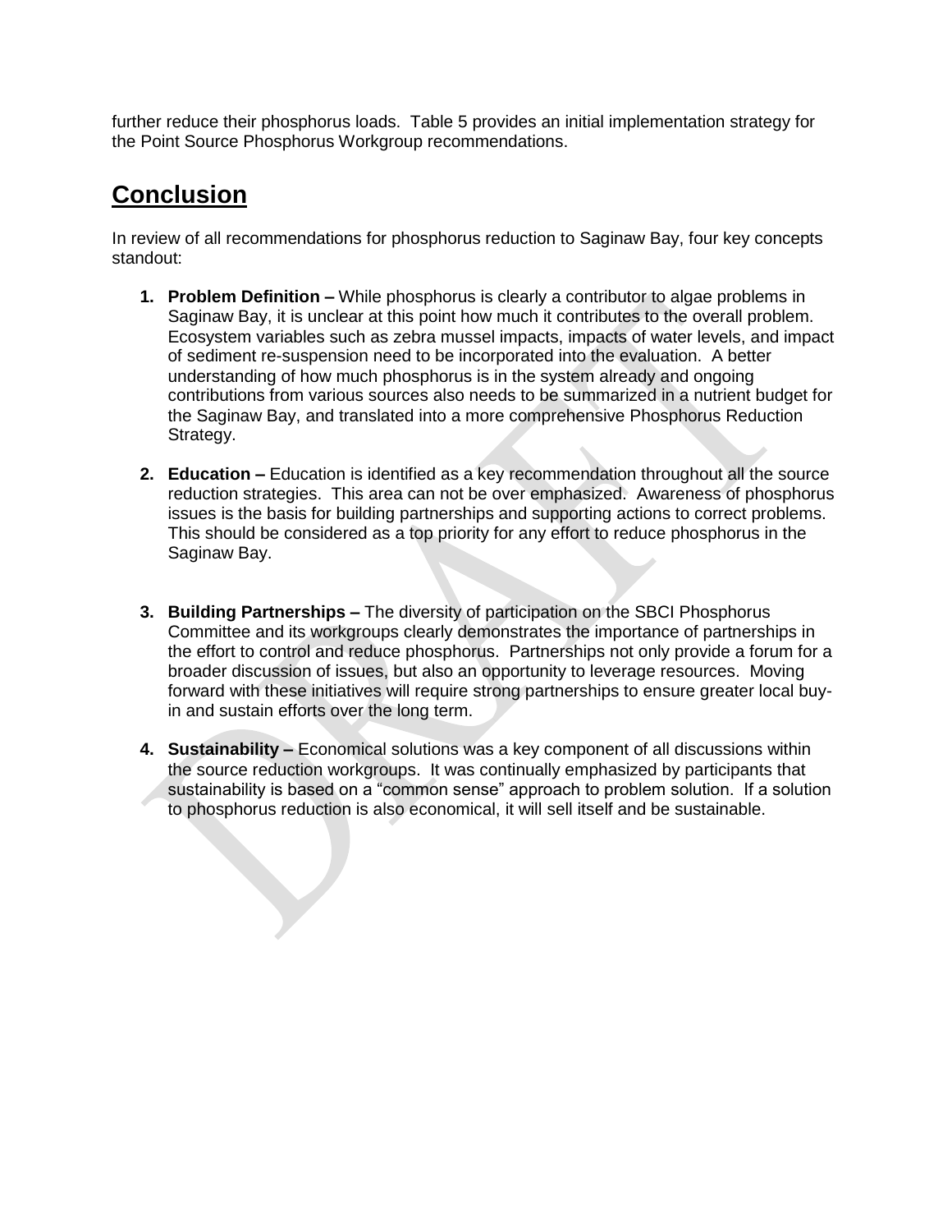further reduce their phosphorus loads. Table 5 provides an initial implementation strategy for the Point Source Phosphorus Workgroup recommendations.

## Conclusion

In review of all recommendations for phosphorus reduction to Saginaw Bay, four key concepts standout:

1. **Problem Definition –** While phosphorus is clearly a contributor to algae problems in Saginaw Bay, it is unclear at this point how much it contributes to the overall problem. Ecosystem variables such as zebra mussel impacts, impacts of water levels, and impact of sediment re-suspension need to be incorporated into the evaluation. A better understanding of how much phosphorus is in the system already and ongoing contributions from various sources also needs to be summarized in a nutrient budget for the Saginaw Bay, and translated into a more comprehensive Phosphorus Reduction Strategy.

2. **Education –** Education is identified as a key recommendation throughout all the source reduction strategies. This area can not be over emphasized. Awareness of phosphorus issues is the basis for building partnerships and supporting actions to correct problems. This should be considered as a top priority for any effort to reduce phosphorus in the Saginaw Bay.

3. **Building Partnerships –** The diversity of participation on the SBCI Phosphorus Committee and its workgroups clearly demonstrates the importance of partnerships in the effort to control and reduce phosphorus. Partnerships not only provide a forum for a broader discussion of issues, but also an opportunity to leverage resources. Moving forward with these initiatives will require strong partnerships to ensure greater local buy-in and sustain efforts over the long term.

4. **Sustainability –** Economical solutions was a key component of all discussions within the source reduction workgroups. It was continually emphasized by participants that sustainability is based on a "common sense" approach to problem solution. If a solution to phosphorus reduction is also economical, it will sell itself and be sustainable.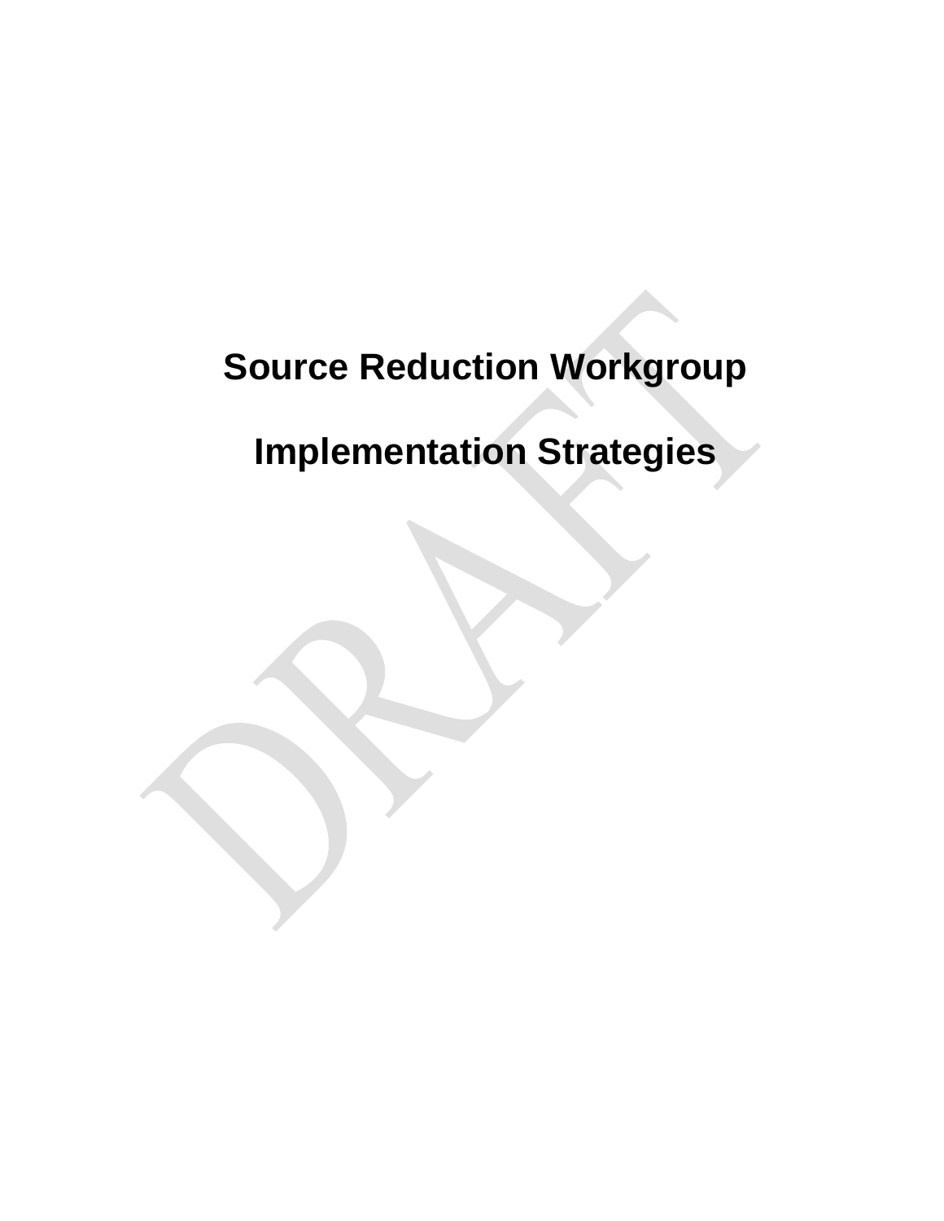# Source Reduction Workgroup

# Implementation Strategies